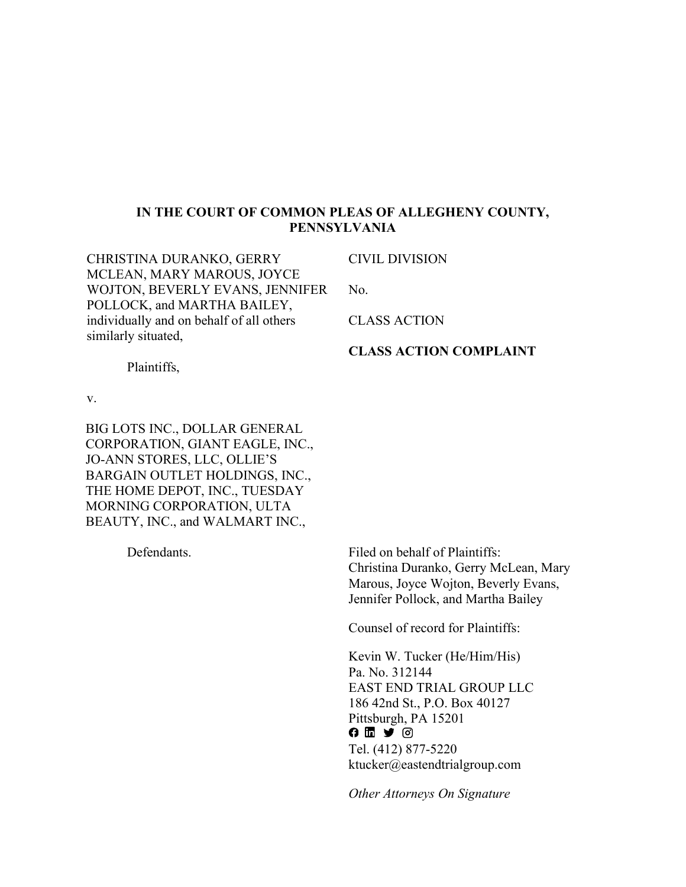**IN THE COURT OF COMMON PLEAS OF ALLEGHENY COUNTY, PENNSYLVANIA**

CHRISTINA DURANKO, GERRY MCLEAN, MARY MAROUS, JOYCE WOJTON, BEVERLY EVANS, JENNIFER POLLOCK, and MARTHA BAILEY, individually and on behalf of all others similarly situated,

Plaintiffs,

v.

BIG LOTS INC., DOLLAR GENERAL CORPORATION, GIANT EAGLE, INC., JO-ANN STORES, LLC, OLLIE'S BARGAIN OUTLET HOLDINGS, INC., THE HOME DEPOT, INC., TUESDAY MORNING CORPORATION, ULTA BEAUTY, INC., and WALMART INC.,

Defendants.

CIVIL DIVISION

No.

CLASS ACTION

**CLASS ACTION COMPLAINT**

Filed on behalf of Plaintiffs:
Christina Duranko, Gerry McLean, Mary Marous, Joyce Wojton, Beverly Evans, Jennifer Pollock, and Martha Bailey

Counsel of record for Plaintiffs:

Kevin W. Tucker (He/Him/His)
Pa. No. 312144
EAST END TRIAL GROUP LLC
186 42nd St., P.O. Box 40127
Pittsburgh, PA 15201
Tel. (412) 877-5220
ktucker@eastendtrialgroup.com

*Other Attorneys On Signature*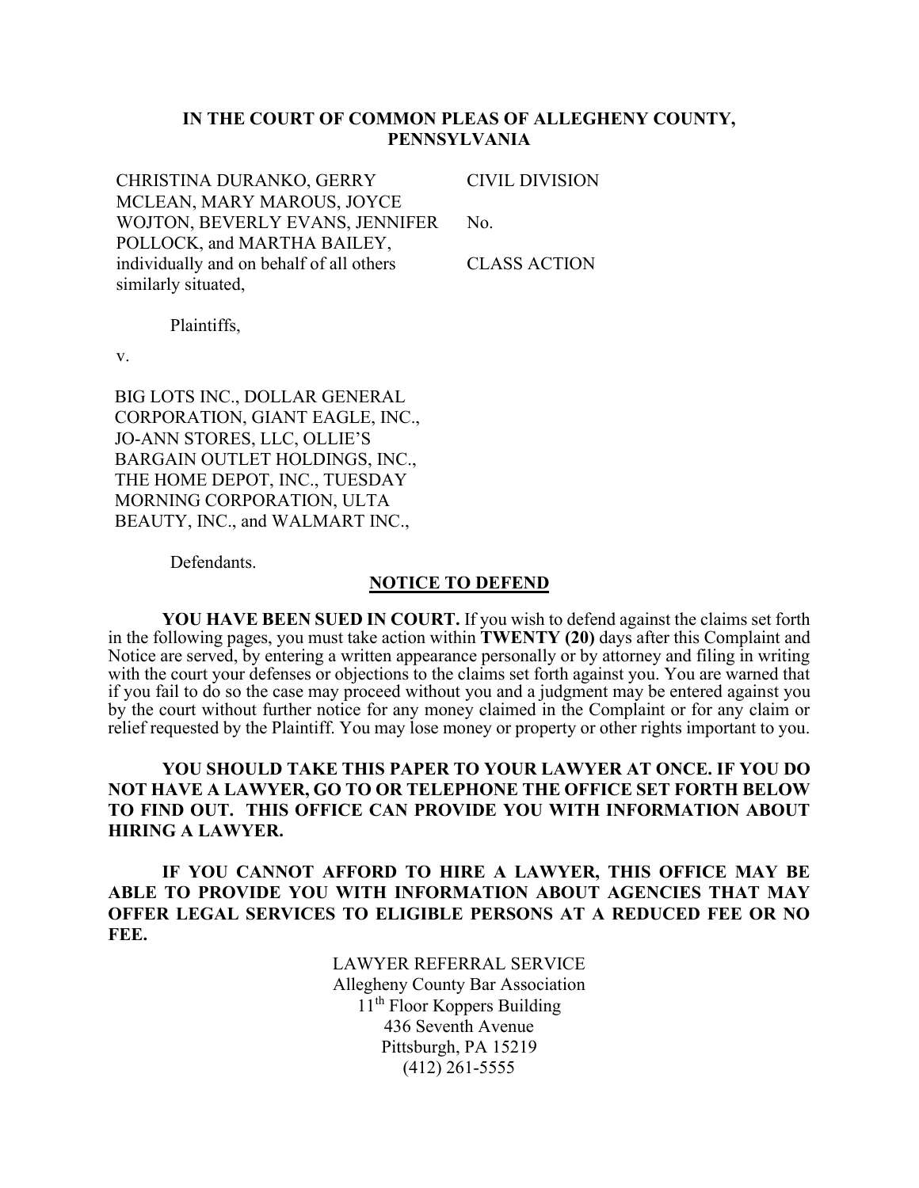**IN THE COURT OF COMMON PLEAS OF ALLEGHENY COUNTY, PENNSYLVANIA**

| | |
|---|---|
| CHRISTINA DURANKO, GERRY MCLEAN, MARY MAROUS, JOYCE WOJTON, BEVERLY EVANS, JENNIFER POLLOCK, and MARTHA BAILEY, individually and on behalf of all others similarly situated, | CIVIL DIVISION<br><br>No.<br><br>CLASS ACTION |

Plaintiffs,

v.

BIG LOTS INC., DOLLAR GENERAL CORPORATION, GIANT EAGLE, INC., JO-ANN STORES, LLC, OLLIE'S BARGAIN OUTLET HOLDINGS, INC., THE HOME DEPOT, INC., TUESDAY MORNING CORPORATION, ULTA BEAUTY, INC., and WALMART INC.,

Defendants.

## NOTICE TO DEFEND

**YOU HAVE BEEN SUED IN COURT.** If you wish to defend against the claims set forth in the following pages, you must take action within **TWENTY (20)** days after this Complaint and Notice are served, by entering a written appearance personally or by attorney and filing in writing with the court your defenses or objections to the claims set forth against you. You are warned that if you fail to do so the case may proceed without you and a judgment may be entered against you by the court without further notice for any money claimed in the Complaint or for any claim or relief requested by the Plaintiff. You may lose money or property or other rights important to you.

**YOU SHOULD TAKE THIS PAPER TO YOUR LAWYER AT ONCE. IF YOU DO NOT HAVE A LAWYER, GO TO OR TELEPHONE THE OFFICE SET FORTH BELOW TO FIND OUT. THIS OFFICE CAN PROVIDE YOU WITH INFORMATION ABOUT HIRING A LAWYER.**

**IF YOU CANNOT AFFORD TO HIRE A LAWYER, THIS OFFICE MAY BE ABLE TO PROVIDE YOU WITH INFORMATION ABOUT AGENCIES THAT MAY OFFER LEGAL SERVICES TO ELIGIBLE PERSONS AT A REDUCED FEE OR NO FEE.**

LAWYER REFERRAL SERVICE
Allegheny County Bar Association
11th Floor Koppers Building
436 Seventh Avenue
Pittsburgh, PA 15219
(412) 261-5555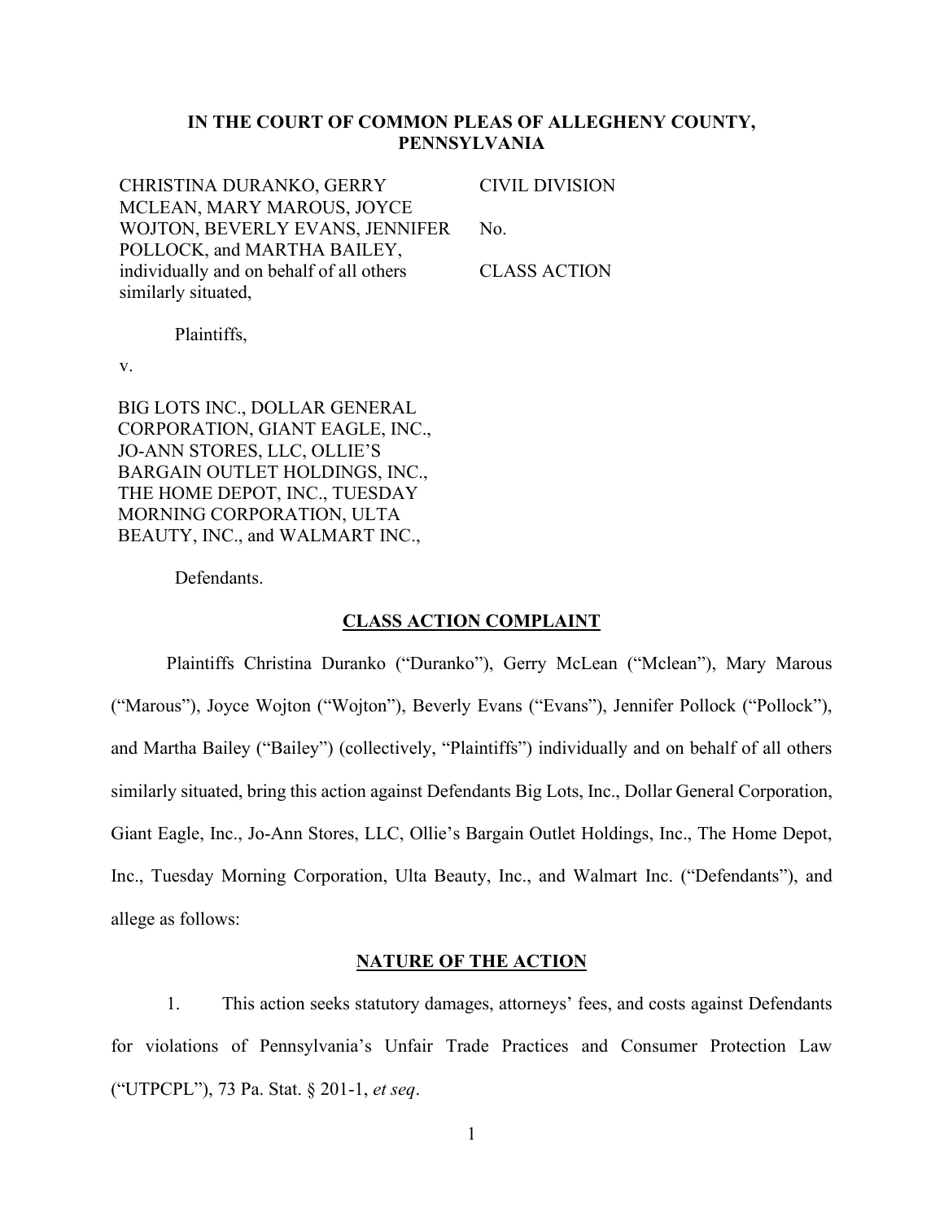**IN THE COURT OF COMMON PLEAS OF ALLEGHENY COUNTY, PENNSYLVANIA**

| | |
|---|---|
| CHRISTINA DURANKO, GERRY MCLEAN, MARY MAROUS, JOYCE WOJTON, BEVERLY EVANS, JENNIFER POLLOCK, and MARTHA BAILEY, individually and on behalf of all others similarly situated, | CIVIL DIVISION<br><br>No.<br><br>CLASS ACTION |
| Plaintiffs, | |
| v. | |
| BIG LOTS INC., DOLLAR GENERAL CORPORATION, GIANT EAGLE, INC., JO-ANN STORES, LLC, OLLIE'S BARGAIN OUTLET HOLDINGS, INC., THE HOME DEPOT, INC., TUESDAY MORNING CORPORATION, ULTA BEAUTY, INC., and WALMART INC., | |
| Defendants. | |

## CLASS ACTION COMPLAINT

Plaintiffs Christina Duranko ("Duranko"), Gerry McLean ("Mclean"), Mary Marous ("Marous"), Joyce Wojton ("Wojton"), Beverly Evans ("Evans"), Jennifer Pollock ("Pollock"), and Martha Bailey ("Bailey") (collectively, "Plaintiffs") individually and on behalf of all others similarly situated, bring this action against Defendants Big Lots, Inc., Dollar General Corporation, Giant Eagle, Inc., Jo-Ann Stores, LLC, Ollie's Bargain Outlet Holdings, Inc., The Home Depot, Inc., Tuesday Morning Corporation, Ulta Beauty, Inc., and Walmart Inc. ("Defendants"), and allege as follows:

## NATURE OF THE ACTION

1. This action seeks statutory damages, attorneys' fees, and costs against Defendants for violations of Pennsylvania's Unfair Trade Practices and Consumer Protection Law ("UTPCPL"), 73 Pa. Stat. § 201-1, *et seq*.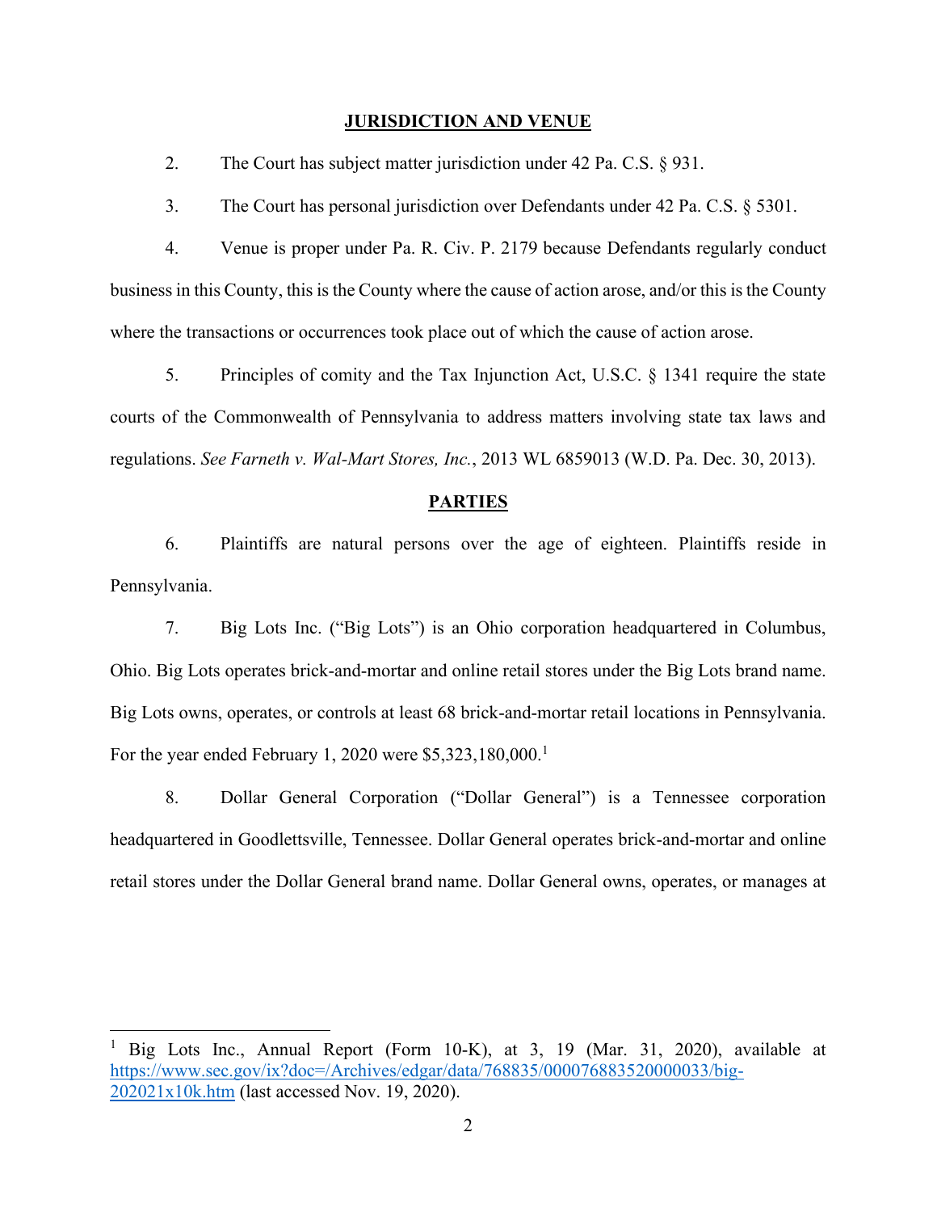## JURISDICTION AND VENUE

2. The Court has subject matter jurisdiction under 42 Pa. C.S. § 931.

3. The Court has personal jurisdiction over Defendants under 42 Pa. C.S. § 5301.

4. Venue is proper under Pa. R. Civ. P. 2179 because Defendants regularly conduct business in this County, this is the County where the cause of action arose, and/or this is the County where the transactions or occurrences took place out of which the cause of action arose.

5. Principles of comity and the Tax Injunction Act, U.S.C. § 1341 require the state courts of the Commonwealth of Pennsylvania to address matters involving state tax laws and regulations. *See Farneth v. Wal-Mart Stores, Inc.*, 2013 WL 6859013 (W.D. Pa. Dec. 30, 2013).

## PARTIES

6. Plaintiffs are natural persons over the age of eighteen. Plaintiffs reside in Pennsylvania.

7. Big Lots Inc. ("Big Lots") is an Ohio corporation headquartered in Columbus, Ohio. Big Lots operates brick-and-mortar and online retail stores under the Big Lots brand name. Big Lots owns, operates, or controls at least 68 brick-and-mortar retail locations in Pennsylvania. For the year ended February 1, 2020 were $5,323,180,000.[1]

8. Dollar General Corporation ("Dollar General") is a Tennessee corporation headquartered in Goodlettsville, Tennessee. Dollar General operates brick-and-mortar and online retail stores under the Dollar General brand name. Dollar General owns, operates, or manages at

---

[1] Big Lots Inc., Annual Report (Form 10-K), at 3, 19 (Mar. 31, 2020), available at https://www.sec.gov/ix?doc=/Archives/edgar/data/768835/000076883520000033/big-202021x10k.htm (last accessed Nov. 19, 2020).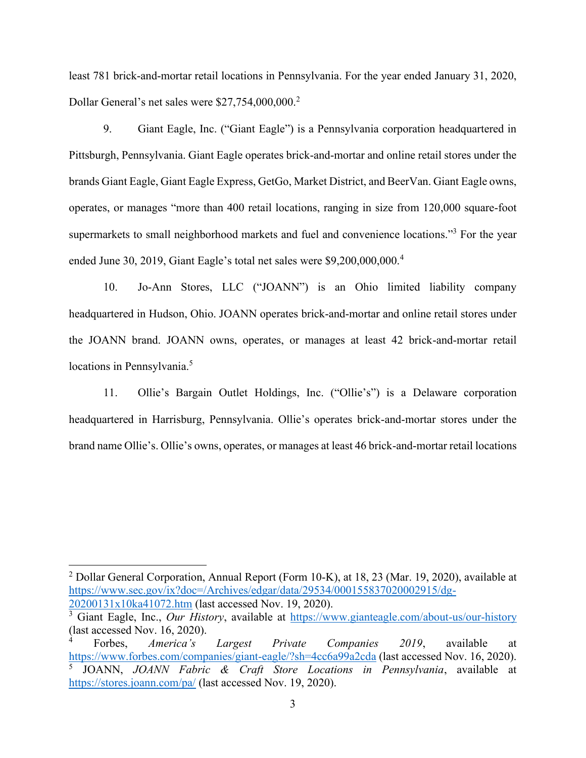least 781 brick-and-mortar retail locations in Pennsylvania. For the year ended January 31, 2020, Dollar General's net sales were $27,754,000,000.[2]

9. Giant Eagle, Inc. ("Giant Eagle") is a Pennsylvania corporation headquartered in Pittsburgh, Pennsylvania. Giant Eagle operates brick-and-mortar and online retail stores under the brands Giant Eagle, Giant Eagle Express, GetGo, Market District, and BeerVan. Giant Eagle owns, operates, or manages "more than 400 retail locations, ranging in size from 120,000 square-foot supermarkets to small neighborhood markets and fuel and convenience locations."[3] For the year ended June 30, 2019, Giant Eagle's total net sales were $9,200,000,000.[4]

10. Jo-Ann Stores, LLC ("JOANN") is an Ohio limited liability company headquartered in Hudson, Ohio. JOANN operates brick-and-mortar and online retail stores under the JOANN brand. JOANN owns, operates, or manages at least 42 brick-and-mortar retail locations in Pennsylvania.[5]

11. Ollie's Bargain Outlet Holdings, Inc. ("Ollie's") is a Delaware corporation headquartered in Harrisburg, Pennsylvania. Ollie's operates brick-and-mortar stores under the brand name Ollie's. Ollie's owns, operates, or manages at least 46 brick-and-mortar retail locations

---

[2] Dollar General Corporation, Annual Report (Form 10-K), at 18, 23 (Mar. 19, 2020), available at https://www.sec.gov/ix?doc=/Archives/edgar/data/29534/000155837020002915/dg-20200131x10ka41072.htm (last accessed Nov. 19, 2020).

[3] Giant Eagle, Inc., *Our History*, available at https://www.gianteagle.com/about-us/our-history (last accessed Nov. 16, 2020).

[4] Forbes, *America's Largest Private Companies 2019*, available at https://www.forbes.com/companies/giant-eagle/?sh=4cc6a99a2cda (last accessed Nov. 16, 2020).

[5] JOANN, *JOANN Fabric & Craft Store Locations in Pennsylvania*, available at https://stores.joann.com/pa/ (last accessed Nov. 19, 2020).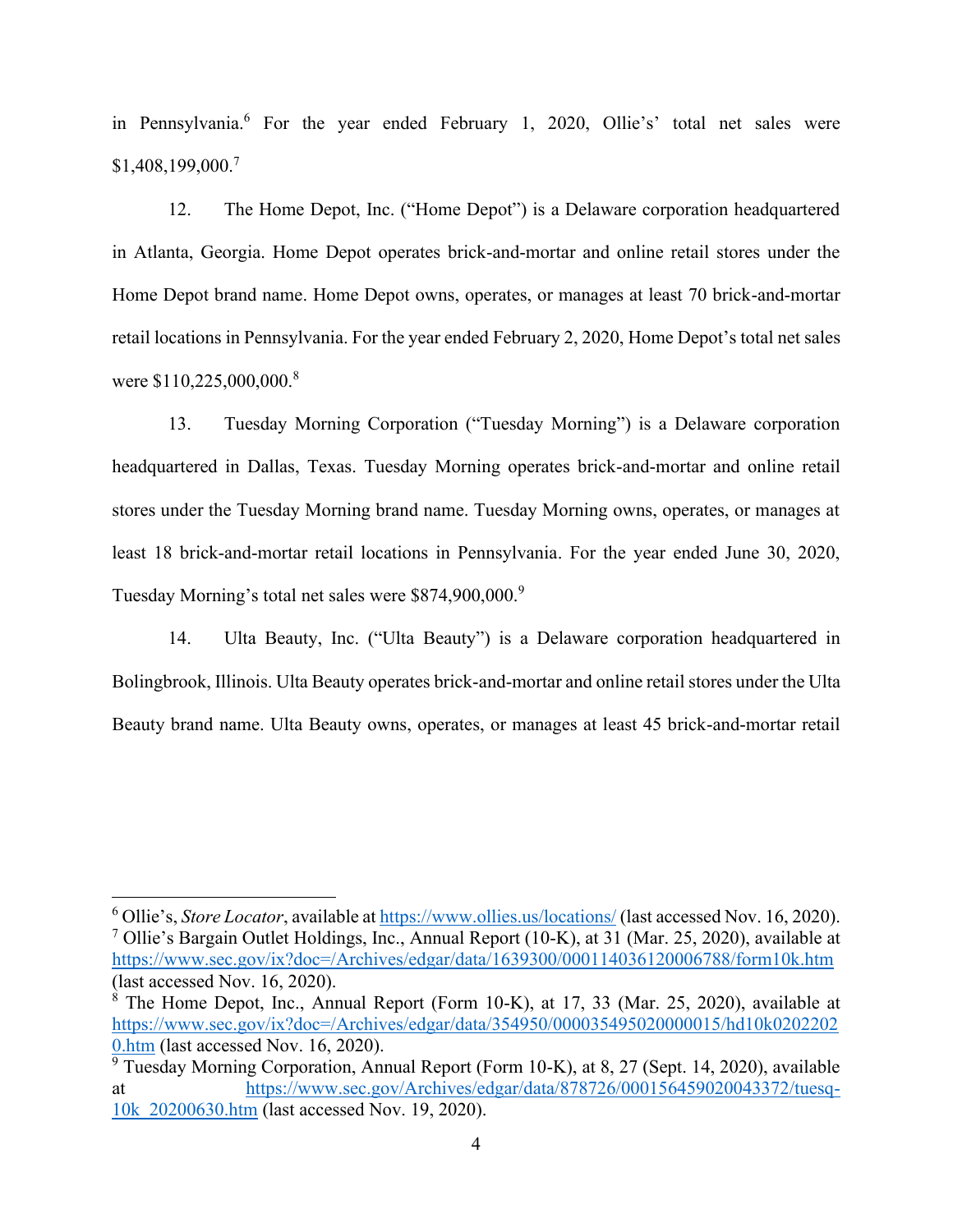in Pennsylvania.[6] For the year ended February 1, 2020, Ollie's' total net sales were $1,408,199,000.[7]

12. The Home Depot, Inc. ("Home Depot") is a Delaware corporation headquartered in Atlanta, Georgia. Home Depot operates brick-and-mortar and online retail stores under the Home Depot brand name. Home Depot owns, operates, or manages at least 70 brick-and-mortar retail locations in Pennsylvania. For the year ended February 2, 2020, Home Depot's total net sales were $110,225,000,000.[8]

13. Tuesday Morning Corporation ("Tuesday Morning") is a Delaware corporation headquartered in Dallas, Texas. Tuesday Morning operates brick-and-mortar and online retail stores under the Tuesday Morning brand name. Tuesday Morning owns, operates, or manages at least 18 brick-and-mortar retail locations in Pennsylvania. For the year ended June 30, 2020, Tuesday Morning's total net sales were $874,900,000.[9]

14. Ulta Beauty, Inc. ("Ulta Beauty") is a Delaware corporation headquartered in Bolingbrook, Illinois. Ulta Beauty operates brick-and-mortar and online retail stores under the Ulta Beauty brand name. Ulta Beauty owns, operates, or manages at least 45 brick-and-mortar retail

---

[6] Ollie's, *Store Locator*, available at https://www.ollies.us/locations/ (last accessed Nov. 16, 2020).

[7] Ollie's Bargain Outlet Holdings, Inc., Annual Report (10-K), at 31 (Mar. 25, 2020), available at https://www.sec.gov/ix?doc=/Archives/edgar/data/1639300/000114036120006788/form10k.htm (last accessed Nov. 16, 2020).

[8] The Home Depot, Inc., Annual Report (Form 10-K), at 17, 33 (Mar. 25, 2020), available at https://www.sec.gov/ix?doc=/Archives/edgar/data/354950/000035495020000015/hd10k02022020.htm (last accessed Nov. 16, 2020).

[9] Tuesday Morning Corporation, Annual Report (Form 10-K), at 8, 27 (Sept. 14, 2020), available at https://www.sec.gov/Archives/edgar/data/878726/000156459020043372/tuesq-10k_20200630.htm (last accessed Nov. 19, 2020).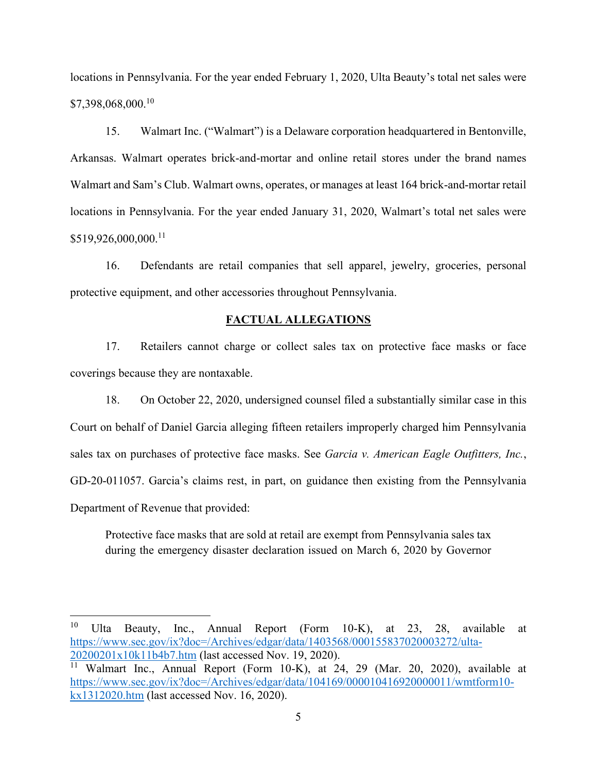locations in Pennsylvania. For the year ended February 1, 2020, Ulta Beauty's total net sales were $7,398,068,000.[10]

15. Walmart Inc. ("Walmart") is a Delaware corporation headquartered in Bentonville, Arkansas. Walmart operates brick-and-mortar and online retail stores under the brand names Walmart and Sam's Club. Walmart owns, operates, or manages at least 164 brick-and-mortar retail locations in Pennsylvania. For the year ended January 31, 2020, Walmart's total net sales were $519,926,000,000.[11]

16. Defendants are retail companies that sell apparel, jewelry, groceries, personal protective equipment, and other accessories throughout Pennsylvania.

## FACTUAL ALLEGATIONS

17. Retailers cannot charge or collect sales tax on protective face masks or face coverings because they are nontaxable.

18. On October 22, 2020, undersigned counsel filed a substantially similar case in this Court on behalf of Daniel Garcia alleging fifteen retailers improperly charged him Pennsylvania sales tax on purchases of protective face masks. See *Garcia v. American Eagle Outfitters, Inc.*, GD-20-011057. Garcia's claims rest, in part, on guidance then existing from the Pennsylvania Department of Revenue that provided:

> Protective face masks that are sold at retail are exempt from Pennsylvania sales tax during the emergency disaster declaration issued on March 6, 2020 by Governor

---

[10] Ulta Beauty, Inc., Annual Report (Form 10-K), at 23, 28, available at [https://www.sec.gov/ix?doc=/Archives/edgar/data/1403568/000155837020003272/ulta-20200201x10k11b4b7.htm](https://www.sec.gov/ix?doc=/Archives/edgar/data/1403568/000155837020003272/ulta-20200201x10k11b4b7.htm) (last accessed Nov. 19, 2020).

[11] Walmart Inc., Annual Report (Form 10-K), at 24, 29 (Mar. 20, 2020), available at [https://www.sec.gov/ix?doc=/Archives/edgar/data/104169/000010416920000011/wmtform10-kx1312020.htm](https://www.sec.gov/ix?doc=/Archives/edgar/data/104169/000010416920000011/wmtform10-kx1312020.htm) (last accessed Nov. 16, 2020).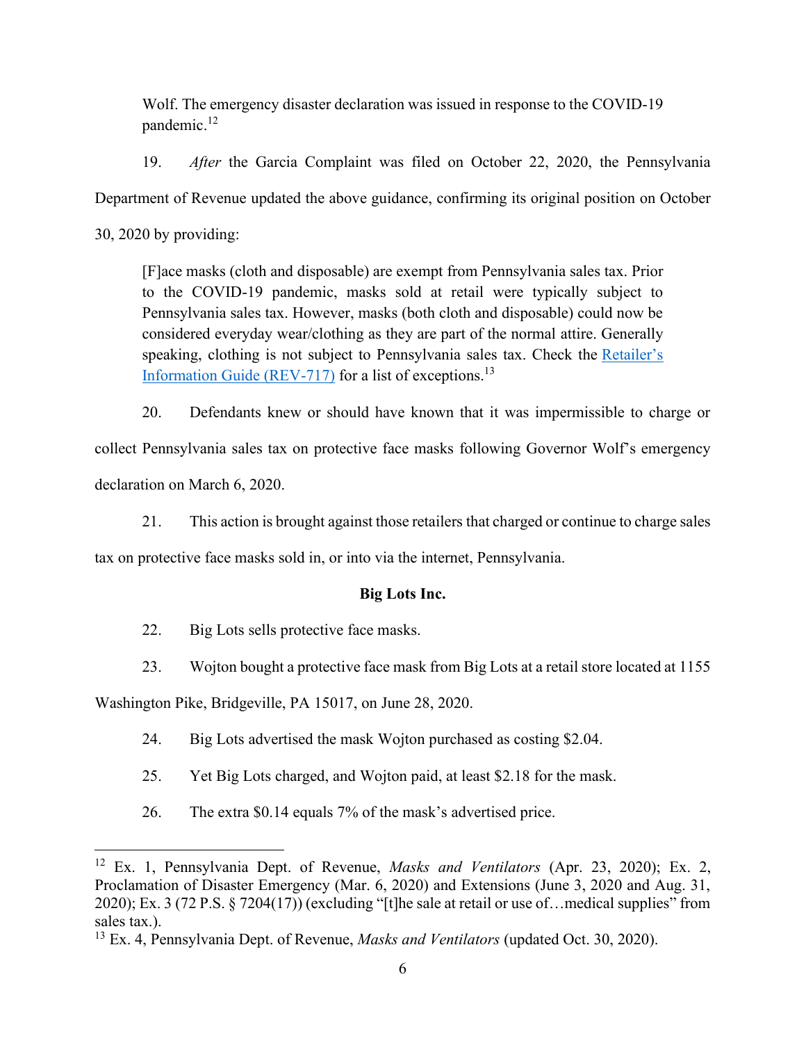Wolf. The emergency disaster declaration was issued in response to the COVID-19 pandemic.[12]

19. *After* the Garcia Complaint was filed on October 22, 2020, the Pennsylvania Department of Revenue updated the above guidance, confirming its original position on October 30, 2020 by providing:

> [F]ace masks (cloth and disposable) are exempt from Pennsylvania sales tax. Prior to the COVID-19 pandemic, masks sold at retail were typically subject to Pennsylvania sales tax. However, masks (both cloth and disposable) could now be considered everyday wear/clothing as they are part of the normal attire. Generally speaking, clothing is not subject to Pennsylvania sales tax. Check the Retailer's Information Guide (REV-717) for a list of exceptions.[13]

20. Defendants knew or should have known that it was impermissible to charge or collect Pennsylvania sales tax on protective face masks following Governor Wolf's emergency declaration on March 6, 2020.

21. This action is brought against those retailers that charged or continue to charge sales tax on protective face masks sold in, or into via the internet, Pennsylvania.

**Big Lots Inc.**

22. Big Lots sells protective face masks.

23. Wojton bought a protective face mask from Big Lots at a retail store located at 1155 Washington Pike, Bridgeville, PA 15017, on June 28, 2020.

24. Big Lots advertised the mask Wojton purchased as costing $2.04.

25. Yet Big Lots charged, and Wojton paid, at least $2.18 for the mask.

26. The extra $0.14 equals 7% of the mask's advertised price.

---

[12] Ex. 1, Pennsylvania Dept. of Revenue, *Masks and Ventilators* (Apr. 23, 2020); Ex. 2, Proclamation of Disaster Emergency (Mar. 6, 2020) and Extensions (June 3, 2020 and Aug. 31, 2020); Ex. 3 (72 P.S. § 7204(17)) (excluding "[t]he sale at retail or use of…medical supplies" from sales tax.).

[13] Ex. 4, Pennsylvania Dept. of Revenue, *Masks and Ventilators* (updated Oct. 30, 2020).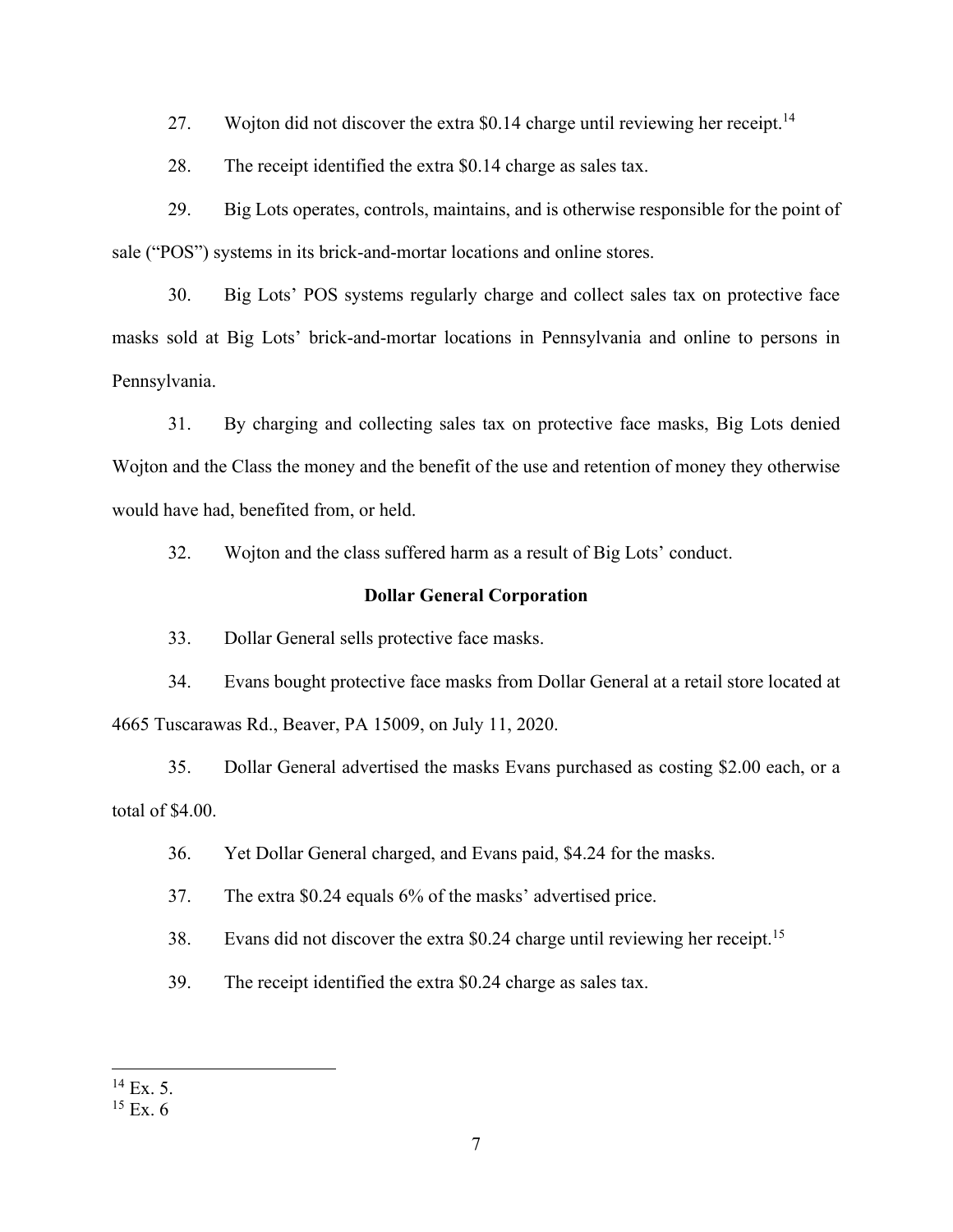27. Wojton did not discover the extra $0.14 charge until reviewing her receipt.[14]

28. The receipt identified the extra $0.14 charge as sales tax.

29. Big Lots operates, controls, maintains, and is otherwise responsible for the point of sale ("POS") systems in its brick-and-mortar locations and online stores.

30. Big Lots' POS systems regularly charge and collect sales tax on protective face masks sold at Big Lots' brick-and-mortar locations in Pennsylvania and online to persons in Pennsylvania.

31. By charging and collecting sales tax on protective face masks, Big Lots denied Wojton and the Class the money and the benefit of the use and retention of money they otherwise would have had, benefited from, or held.

32. Wojton and the class suffered harm as a result of Big Lots' conduct.

**Dollar General Corporation**

33. Dollar General sells protective face masks.

34. Evans bought protective face masks from Dollar General at a retail store located at 4665 Tuscarawas Rd., Beaver, PA 15009, on July 11, 2020.

35. Dollar General advertised the masks Evans purchased as costing $2.00 each, or a total of $4.00.

36. Yet Dollar General charged, and Evans paid, $4.24 for the masks.

37. The extra $0.24 equals 6% of the masks' advertised price.

38. Evans did not discover the extra $0.24 charge until reviewing her receipt.[15]

39. The receipt identified the extra $0.24 charge as sales tax.

---

[14] Ex. 5.

[15] Ex. 6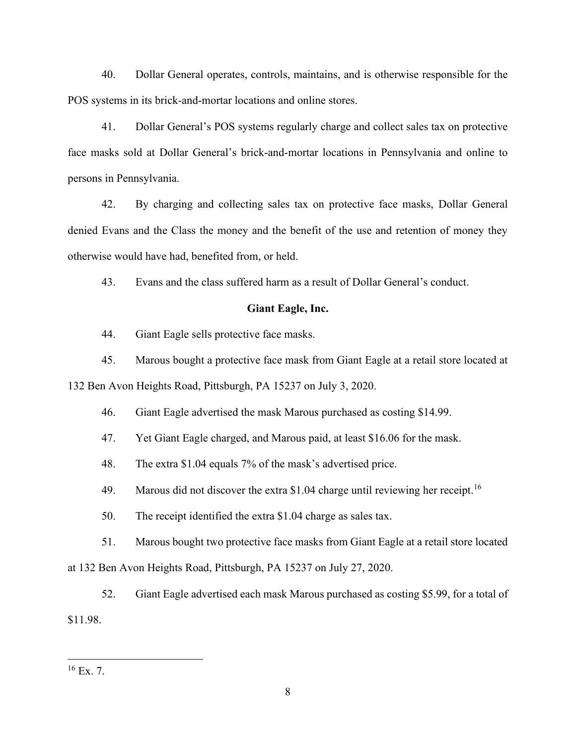40. Dollar General operates, controls, maintains, and is otherwise responsible for the POS systems in its brick-and-mortar locations and online stores.

41. Dollar General's POS systems regularly charge and collect sales tax on protective face masks sold at Dollar General's brick-and-mortar locations in Pennsylvania and online to persons in Pennsylvania.

42. By charging and collecting sales tax on protective face masks, Dollar General denied Evans and the Class the money and the benefit of the use and retention of money they otherwise would have had, benefited from, or held.

43. Evans and the class suffered harm as a result of Dollar General's conduct.

**Giant Eagle, Inc.**

44. Giant Eagle sells protective face masks.

45. Marous bought a protective face mask from Giant Eagle at a retail store located at 132 Ben Avon Heights Road, Pittsburgh, PA 15237 on July 3, 2020.

46. Giant Eagle advertised the mask Marous purchased as costing $14.99.

47. Yet Giant Eagle charged, and Marous paid, at least $16.06 for the mask.

48. The extra $1.04 equals 7% of the mask's advertised price.

49. Marous did not discover the extra $1.04 charge until reviewing her receipt.[16]

50. The receipt identified the extra $1.04 charge as sales tax.

51. Marous bought two protective face masks from Giant Eagle at a retail store located at 132 Ben Avon Heights Road, Pittsburgh, PA 15237 on July 27, 2020.

52. Giant Eagle advertised each mask Marous purchased as costing $5.99, for a total of $11.98.

[16] Ex. 7.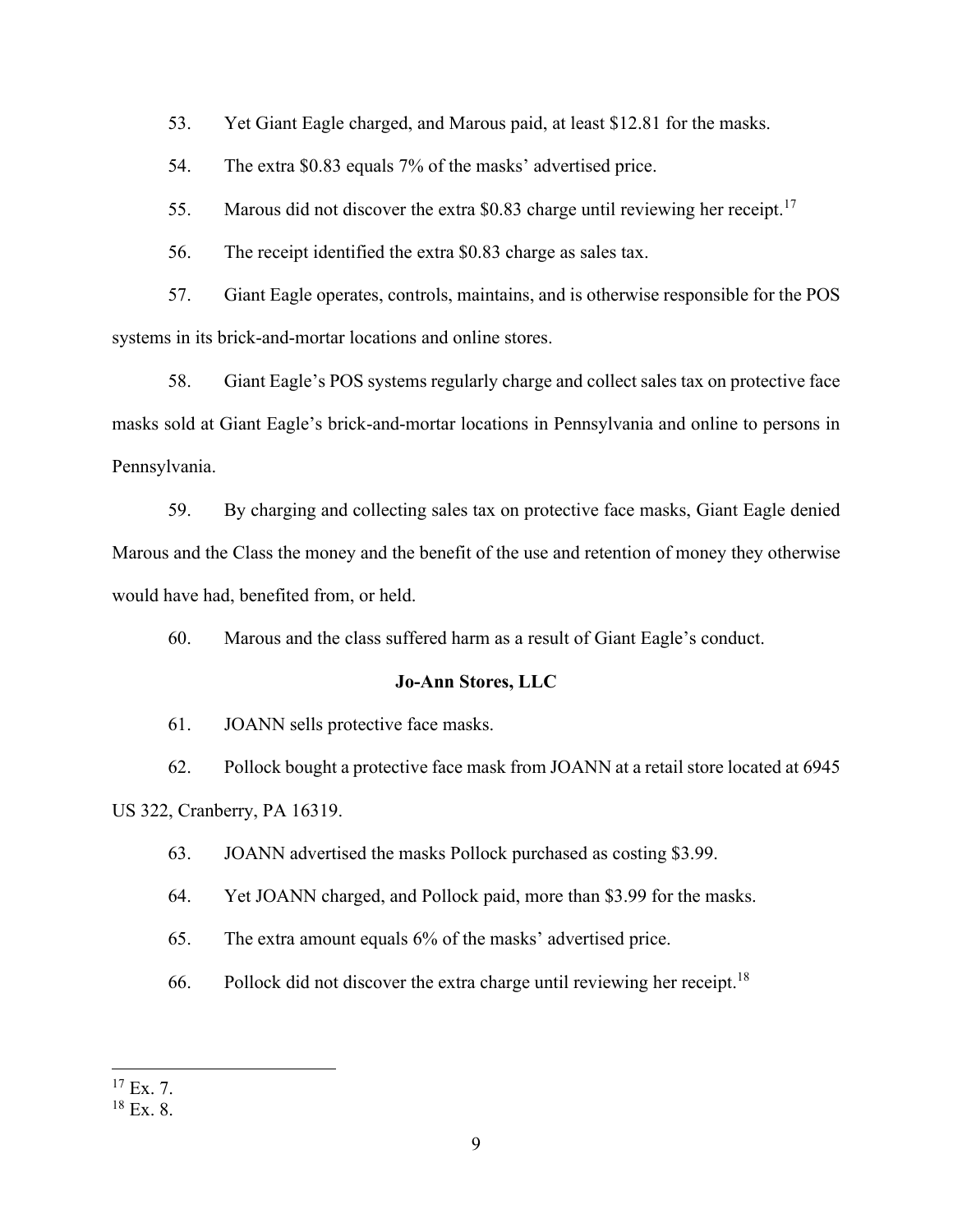53. Yet Giant Eagle charged, and Marous paid, at least $12.81 for the masks.

54. The extra $0.83 equals 7% of the masks' advertised price.

55. Marous did not discover the extra $0.83 charge until reviewing her receipt.[17]

56. The receipt identified the extra $0.83 charge as sales tax.

57. Giant Eagle operates, controls, maintains, and is otherwise responsible for the POS systems in its brick-and-mortar locations and online stores.

58. Giant Eagle's POS systems regularly charge and collect sales tax on protective face masks sold at Giant Eagle's brick-and-mortar locations in Pennsylvania and online to persons in Pennsylvania.

59. By charging and collecting sales tax on protective face masks, Giant Eagle denied Marous and the Class the money and the benefit of the use and retention of money they otherwise would have had, benefited from, or held.

60. Marous and the class suffered harm as a result of Giant Eagle's conduct.

**Jo-Ann Stores, LLC**

61. JOANN sells protective face masks.

62. Pollock bought a protective face mask from JOANN at a retail store located at 6945 US 322, Cranberry, PA 16319.

63. JOANN advertised the masks Pollock purchased as costing $3.99.

64. Yet JOANN charged, and Pollock paid, more than $3.99 for the masks.

65. The extra amount equals 6% of the masks' advertised price.

66. Pollock did not discover the extra charge until reviewing her receipt.[18]

---

[17] Ex. 7.

[18] Ex. 8.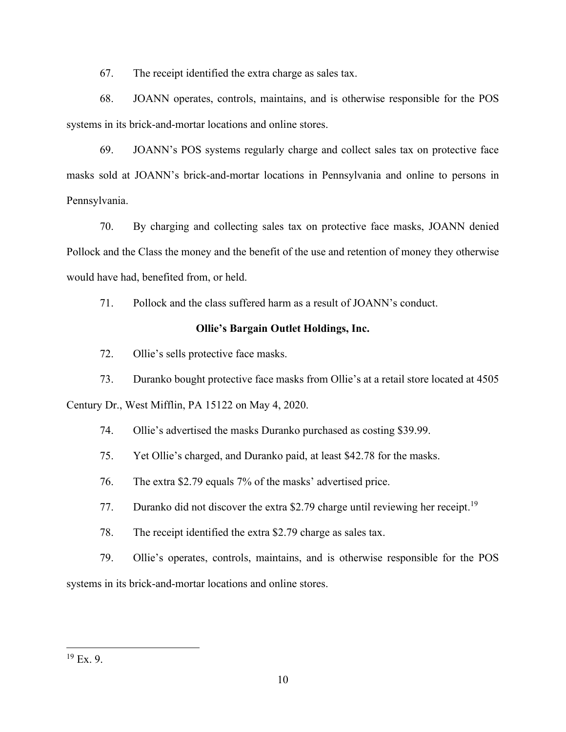67. The receipt identified the extra charge as sales tax.

68. JOANN operates, controls, maintains, and is otherwise responsible for the POS systems in its brick-and-mortar locations and online stores.

69. JOANN's POS systems regularly charge and collect sales tax on protective face masks sold at JOANN's brick-and-mortar locations in Pennsylvania and online to persons in Pennsylvania.

70. By charging and collecting sales tax on protective face masks, JOANN denied Pollock and the Class the money and the benefit of the use and retention of money they otherwise would have had, benefited from, or held.

71. Pollock and the class suffered harm as a result of JOANN's conduct.

**Ollie's Bargain Outlet Holdings, Inc.**

72. Ollie's sells protective face masks.

73. Duranko bought protective face masks from Ollie's at a retail store located at 4505 Century Dr., West Mifflin, PA 15122 on May 4, 2020.

74. Ollie's advertised the masks Duranko purchased as costing $39.99.

75. Yet Ollie's charged, and Duranko paid, at least $42.78 for the masks.

76. The extra $2.79 equals 7% of the masks' advertised price.

77. Duranko did not discover the extra $2.79 charge until reviewing her receipt.[19]

78. The receipt identified the extra $2.79 charge as sales tax.

79. Ollie's operates, controls, maintains, and is otherwise responsible for the POS systems in its brick-and-mortar locations and online stores.

---

[19] Ex. 9.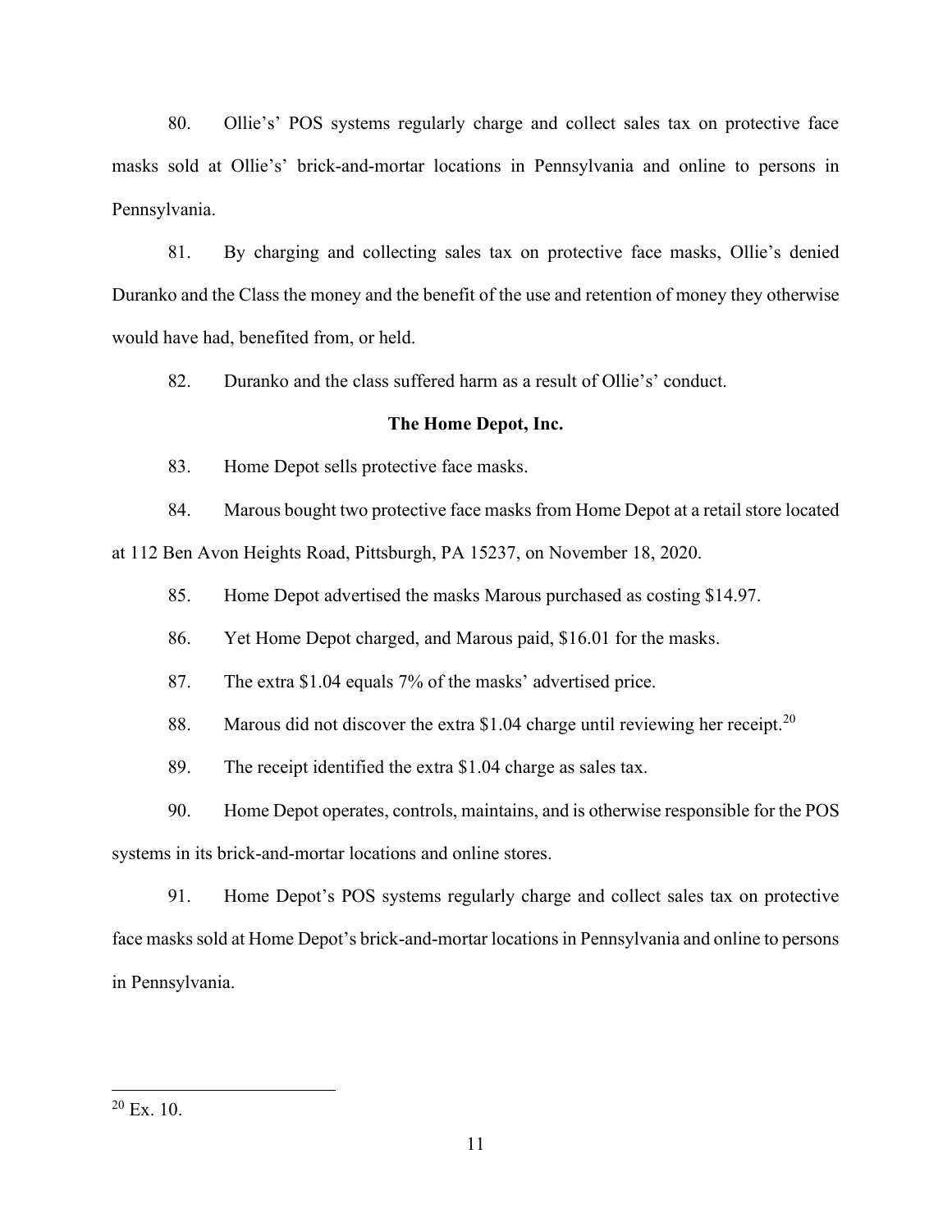80. Ollie's' POS systems regularly charge and collect sales tax on protective face masks sold at Ollie's' brick-and-mortar locations in Pennsylvania and online to persons in Pennsylvania.

81. By charging and collecting sales tax on protective face masks, Ollie's denied Duranko and the Class the money and the benefit of the use and retention of money they otherwise would have had, benefited from, or held.

82. Duranko and the class suffered harm as a result of Ollie's' conduct.

**The Home Depot, Inc.**

83. Home Depot sells protective face masks.

84. Marous bought two protective face masks from Home Depot at a retail store located at 112 Ben Avon Heights Road, Pittsburgh, PA 15237, on November 18, 2020.

85. Home Depot advertised the masks Marous purchased as costing $14.97.

86. Yet Home Depot charged, and Marous paid, $16.01 for the masks.

87. The extra $1.04 equals 7% of the masks' advertised price.

88. Marous did not discover the extra $1.04 charge until reviewing her receipt.[20]

89. The receipt identified the extra $1.04 charge as sales tax.

90. Home Depot operates, controls, maintains, and is otherwise responsible for the POS systems in its brick-and-mortar locations and online stores.

91. Home Depot's POS systems regularly charge and collect sales tax on protective face masks sold at Home Depot's brick-and-mortar locations in Pennsylvania and online to persons in Pennsylvania.

---

[20] Ex. 10.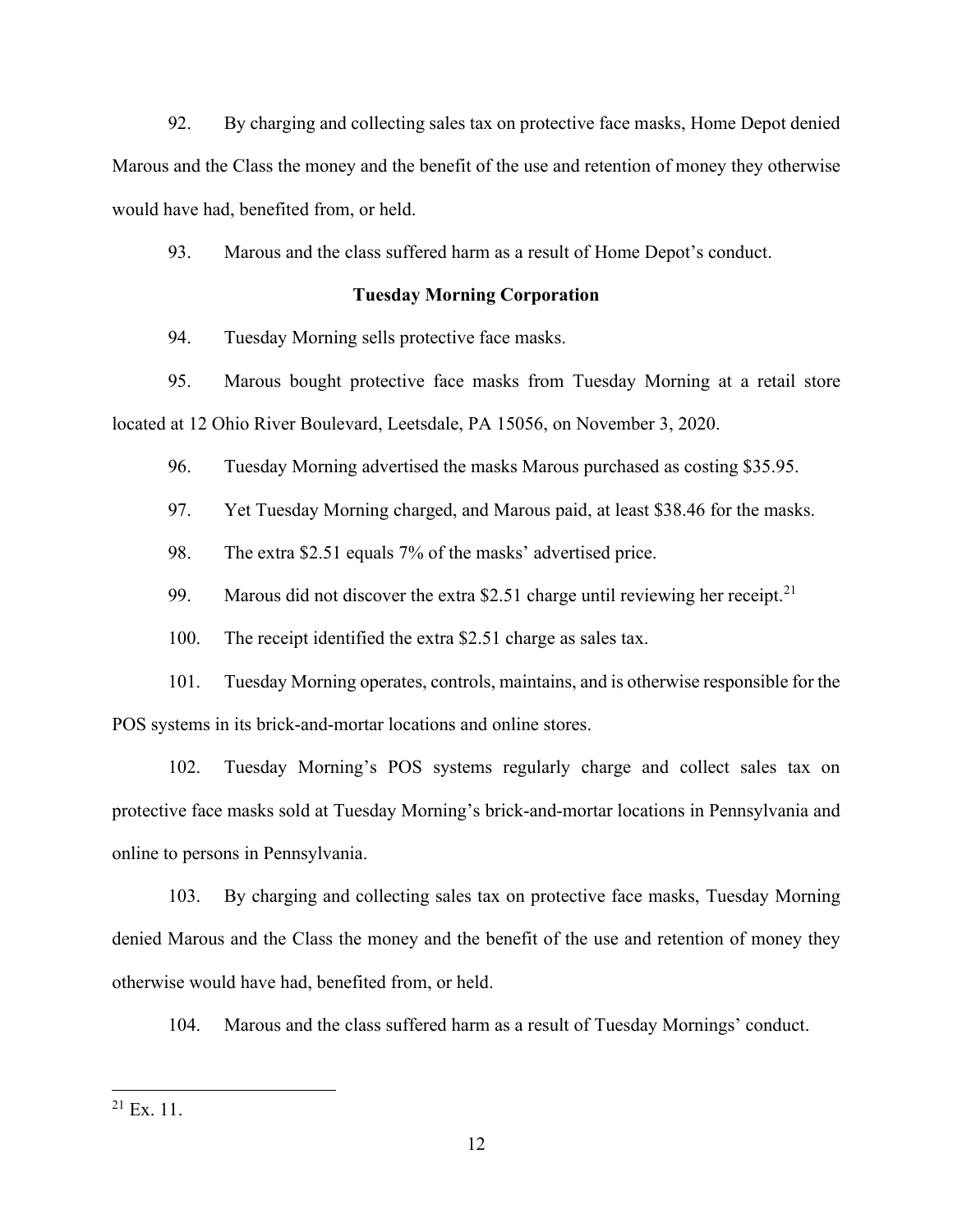92. By charging and collecting sales tax on protective face masks, Home Depot denied Marous and the Class the money and the benefit of the use and retention of money they otherwise would have had, benefited from, or held.

93. Marous and the class suffered harm as a result of Home Depot's conduct.

**Tuesday Morning Corporation**

94. Tuesday Morning sells protective face masks.

95. Marous bought protective face masks from Tuesday Morning at a retail store located at 12 Ohio River Boulevard, Leetsdale, PA 15056, on November 3, 2020.

96. Tuesday Morning advertised the masks Marous purchased as costing $35.95.

97. Yet Tuesday Morning charged, and Marous paid, at least $38.46 for the masks.

98. The extra $2.51 equals 7% of the masks' advertised price.

99. Marous did not discover the extra $2.51 charge until reviewing her receipt.[21]

100. The receipt identified the extra $2.51 charge as sales tax.

101. Tuesday Morning operates, controls, maintains, and is otherwise responsible for the POS systems in its brick-and-mortar locations and online stores.

102. Tuesday Morning's POS systems regularly charge and collect sales tax on protective face masks sold at Tuesday Morning's brick-and-mortar locations in Pennsylvania and online to persons in Pennsylvania.

103. By charging and collecting sales tax on protective face masks, Tuesday Morning denied Marous and the Class the money and the benefit of the use and retention of money they otherwise would have had, benefited from, or held.

104. Marous and the class suffered harm as a result of Tuesday Mornings' conduct.

---

[21] Ex. 11.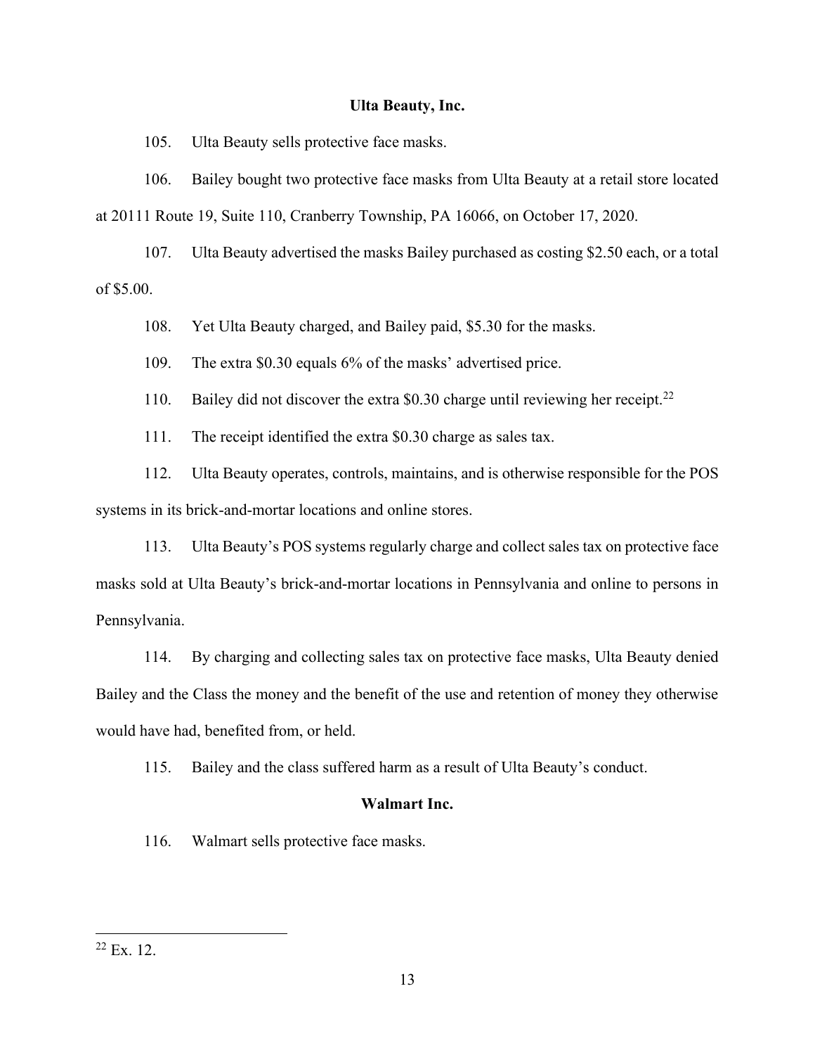### Ulta Beauty, Inc.

105. Ulta Beauty sells protective face masks.

106. Bailey bought two protective face masks from Ulta Beauty at a retail store located at 20111 Route 19, Suite 110, Cranberry Township, PA 16066, on October 17, 2020.

107. Ulta Beauty advertised the masks Bailey purchased as costing $2.50 each, or a total of $5.00.

108. Yet Ulta Beauty charged, and Bailey paid, $5.30 for the masks.

109. The extra $0.30 equals 6% of the masks' advertised price.

110. Bailey did not discover the extra $0.30 charge until reviewing her receipt.[22]

111. The receipt identified the extra $0.30 charge as sales tax.

112. Ulta Beauty operates, controls, maintains, and is otherwise responsible for the POS systems in its brick-and-mortar locations and online stores.

113. Ulta Beauty's POS systems regularly charge and collect sales tax on protective face masks sold at Ulta Beauty's brick-and-mortar locations in Pennsylvania and online to persons in Pennsylvania.

114. By charging and collecting sales tax on protective face masks, Ulta Beauty denied Bailey and the Class the money and the benefit of the use and retention of money they otherwise would have had, benefited from, or held.

115. Bailey and the class suffered harm as a result of Ulta Beauty's conduct.

### Walmart Inc.

116. Walmart sells protective face masks.

---

[22] Ex. 12.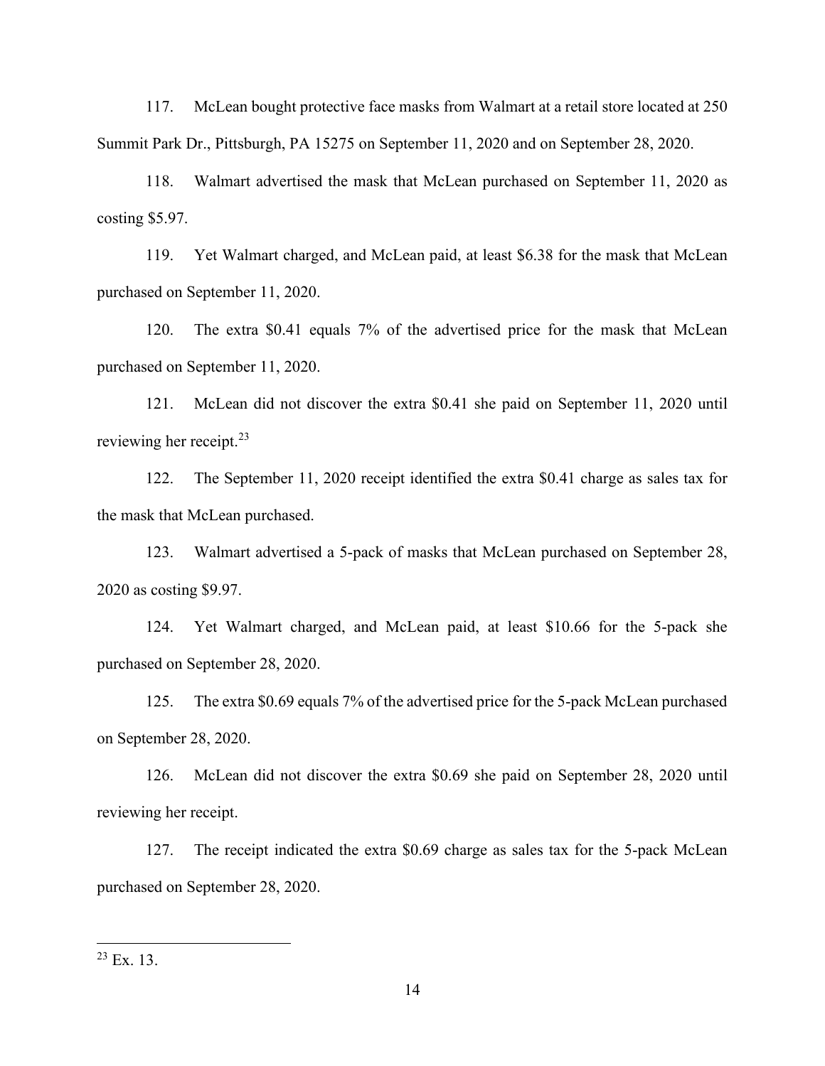117. McLean bought protective face masks from Walmart at a retail store located at 250 Summit Park Dr., Pittsburgh, PA 15275 on September 11, 2020 and on September 28, 2020.

118. Walmart advertised the mask that McLean purchased on September 11, 2020 as costing $5.97.

119. Yet Walmart charged, and McLean paid, at least $6.38 for the mask that McLean purchased on September 11, 2020.

120. The extra $0.41 equals 7% of the advertised price for the mask that McLean purchased on September 11, 2020.

121. McLean did not discover the extra $0.41 she paid on September 11, 2020 until reviewing her receipt.[23]

122. The September 11, 2020 receipt identified the extra $0.41 charge as sales tax for the mask that McLean purchased.

123. Walmart advertised a 5-pack of masks that McLean purchased on September 28, 2020 as costing $9.97.

124. Yet Walmart charged, and McLean paid, at least $10.66 for the 5-pack she purchased on September 28, 2020.

125. The extra $0.69 equals 7% of the advertised price for the 5-pack McLean purchased on September 28, 2020.

126. McLean did not discover the extra $0.69 she paid on September 28, 2020 until reviewing her receipt.

127. The receipt indicated the extra $0.69 charge as sales tax for the 5-pack McLean purchased on September 28, 2020.

---

[23] Ex. 13.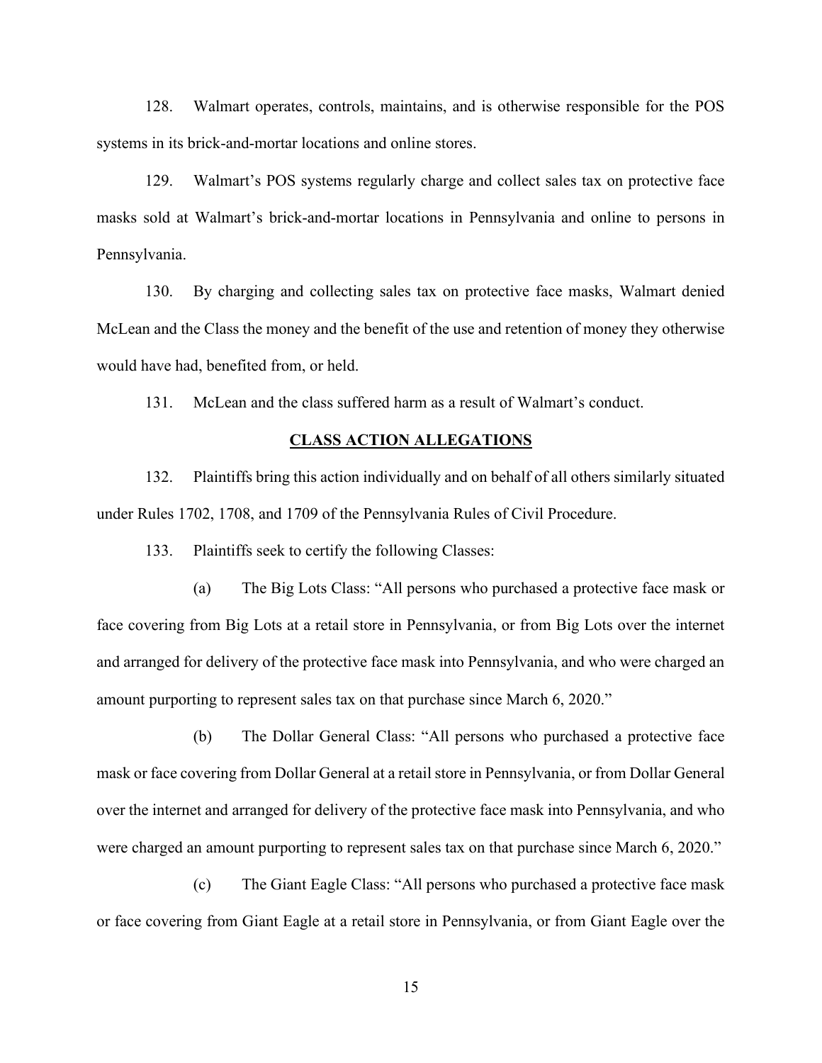128. Walmart operates, controls, maintains, and is otherwise responsible for the POS systems in its brick-and-mortar locations and online stores.

129. Walmart's POS systems regularly charge and collect sales tax on protective face masks sold at Walmart's brick-and-mortar locations in Pennsylvania and online to persons in Pennsylvania.

130. By charging and collecting sales tax on protective face masks, Walmart denied McLean and the Class the money and the benefit of the use and retention of money they otherwise would have had, benefited from, or held.

131. McLean and the class suffered harm as a result of Walmart's conduct.

## CLASS ACTION ALLEGATIONS

132. Plaintiffs bring this action individually and on behalf of all others similarly situated under Rules 1702, 1708, and 1709 of the Pennsylvania Rules of Civil Procedure.

133. Plaintiffs seek to certify the following Classes:

(a) The Big Lots Class: "All persons who purchased a protective face mask or face covering from Big Lots at a retail store in Pennsylvania, or from Big Lots over the internet and arranged for delivery of the protective face mask into Pennsylvania, and who were charged an amount purporting to represent sales tax on that purchase since March 6, 2020."

(b) The Dollar General Class: "All persons who purchased a protective face mask or face covering from Dollar General at a retail store in Pennsylvania, or from Dollar General over the internet and arranged for delivery of the protective face mask into Pennsylvania, and who were charged an amount purporting to represent sales tax on that purchase since March 6, 2020."

(c) The Giant Eagle Class: "All persons who purchased a protective face mask or face covering from Giant Eagle at a retail store in Pennsylvania, or from Giant Eagle over the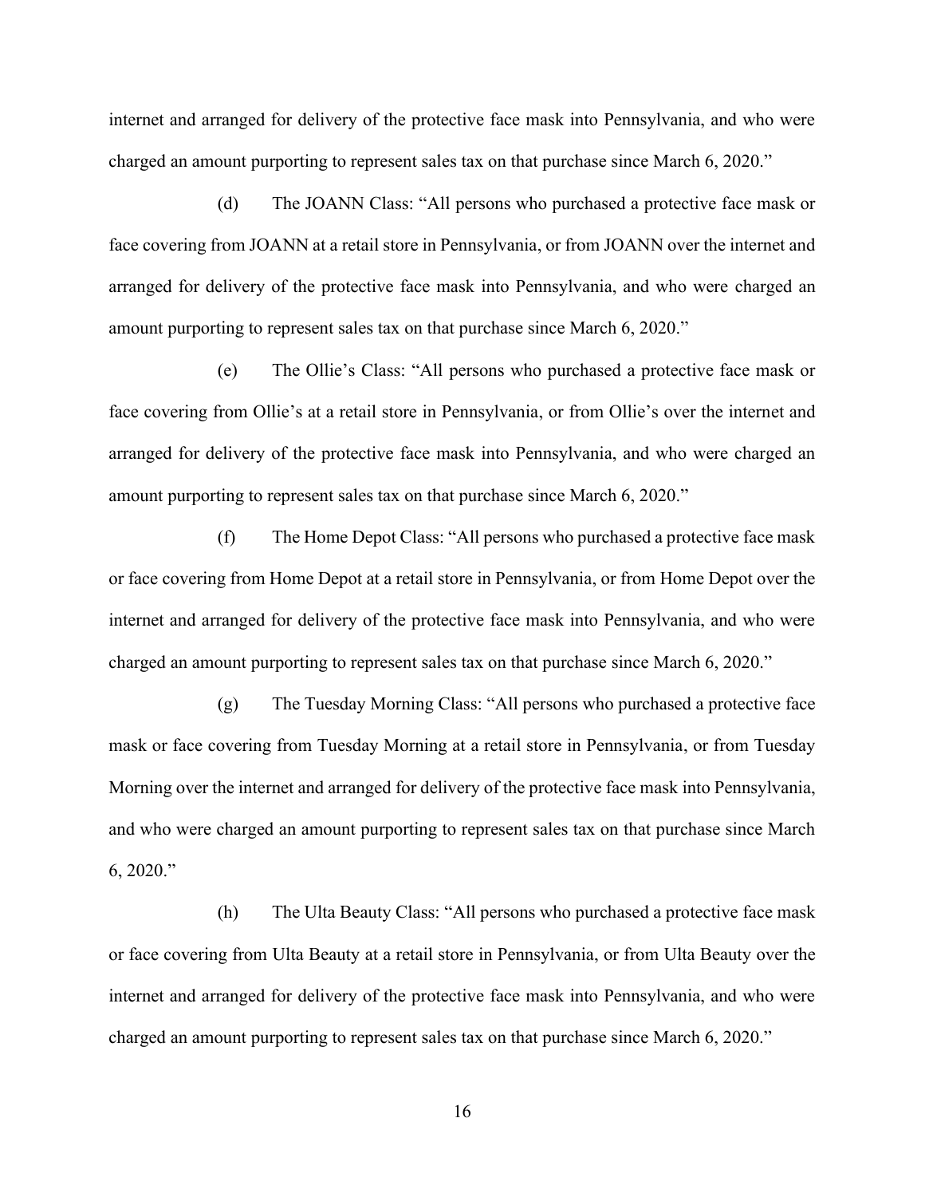internet and arranged for delivery of the protective face mask into Pennsylvania, and who were charged an amount purporting to represent sales tax on that purchase since March 6, 2020."

(d) The JOANN Class: "All persons who purchased a protective face mask or face covering from JOANN at a retail store in Pennsylvania, or from JOANN over the internet and arranged for delivery of the protective face mask into Pennsylvania, and who were charged an amount purporting to represent sales tax on that purchase since March 6, 2020."

(e) The Ollie's Class: "All persons who purchased a protective face mask or face covering from Ollie's at a retail store in Pennsylvania, or from Ollie's over the internet and arranged for delivery of the protective face mask into Pennsylvania, and who were charged an amount purporting to represent sales tax on that purchase since March 6, 2020."

(f) The Home Depot Class: "All persons who purchased a protective face mask or face covering from Home Depot at a retail store in Pennsylvania, or from Home Depot over the internet and arranged for delivery of the protective face mask into Pennsylvania, and who were charged an amount purporting to represent sales tax on that purchase since March 6, 2020."

(g) The Tuesday Morning Class: "All persons who purchased a protective face mask or face covering from Tuesday Morning at a retail store in Pennsylvania, or from Tuesday Morning over the internet and arranged for delivery of the protective face mask into Pennsylvania, and who were charged an amount purporting to represent sales tax on that purchase since March 6, 2020."

(h) The Ulta Beauty Class: "All persons who purchased a protective face mask or face covering from Ulta Beauty at a retail store in Pennsylvania, or from Ulta Beauty over the internet and arranged for delivery of the protective face mask into Pennsylvania, and who were charged an amount purporting to represent sales tax on that purchase since March 6, 2020."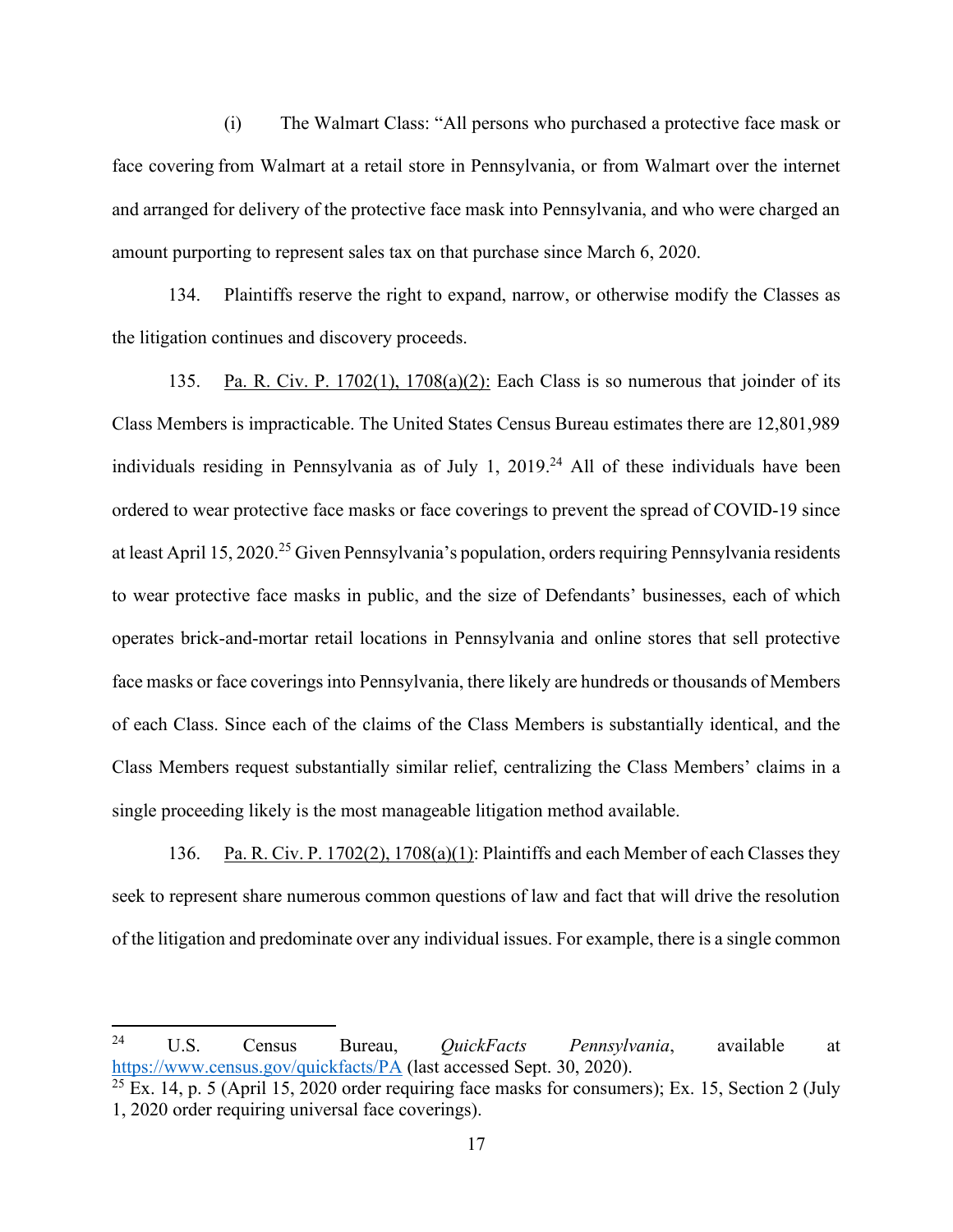(i) The Walmart Class: "All persons who purchased a protective face mask or face covering from Walmart at a retail store in Pennsylvania, or from Walmart over the internet and arranged for delivery of the protective face mask into Pennsylvania, and who were charged an amount purporting to represent sales tax on that purchase since March 6, 2020.

134. Plaintiffs reserve the right to expand, narrow, or otherwise modify the Classes as the litigation continues and discovery proceeds.

135. Pa. R. Civ. P. 1702(1), 1708(a)(2): Each Class is so numerous that joinder of its Class Members is impracticable. The United States Census Bureau estimates there are 12,801,989 individuals residing in Pennsylvania as of July 1, 2019.[24] All of these individuals have been ordered to wear protective face masks or face coverings to prevent the spread of COVID-19 since at least April 15, 2020.[25] Given Pennsylvania's population, orders requiring Pennsylvania residents to wear protective face masks in public, and the size of Defendants' businesses, each of which operates brick-and-mortar retail locations in Pennsylvania and online stores that sell protective face masks or face coverings into Pennsylvania, there likely are hundreds or thousands of Members of each Class. Since each of the claims of the Class Members is substantially identical, and the Class Members request substantially similar relief, centralizing the Class Members' claims in a single proceeding likely is the most manageable litigation method available.

136. Pa. R. Civ. P. 1702(2), 1708(a)(1): Plaintiffs and each Member of each Classes they seek to represent share numerous common questions of law and fact that will drive the resolution of the litigation and predominate over any individual issues. For example, there is a single common

---

[24] U.S. Census Bureau, *QuickFacts Pennsylvania*, available at https://www.census.gov/quickfacts/PA (last accessed Sept. 30, 2020).

[25] Ex. 14, p. 5 (April 15, 2020 order requiring face masks for consumers); Ex. 15, Section 2 (July 1, 2020 order requiring universal face coverings).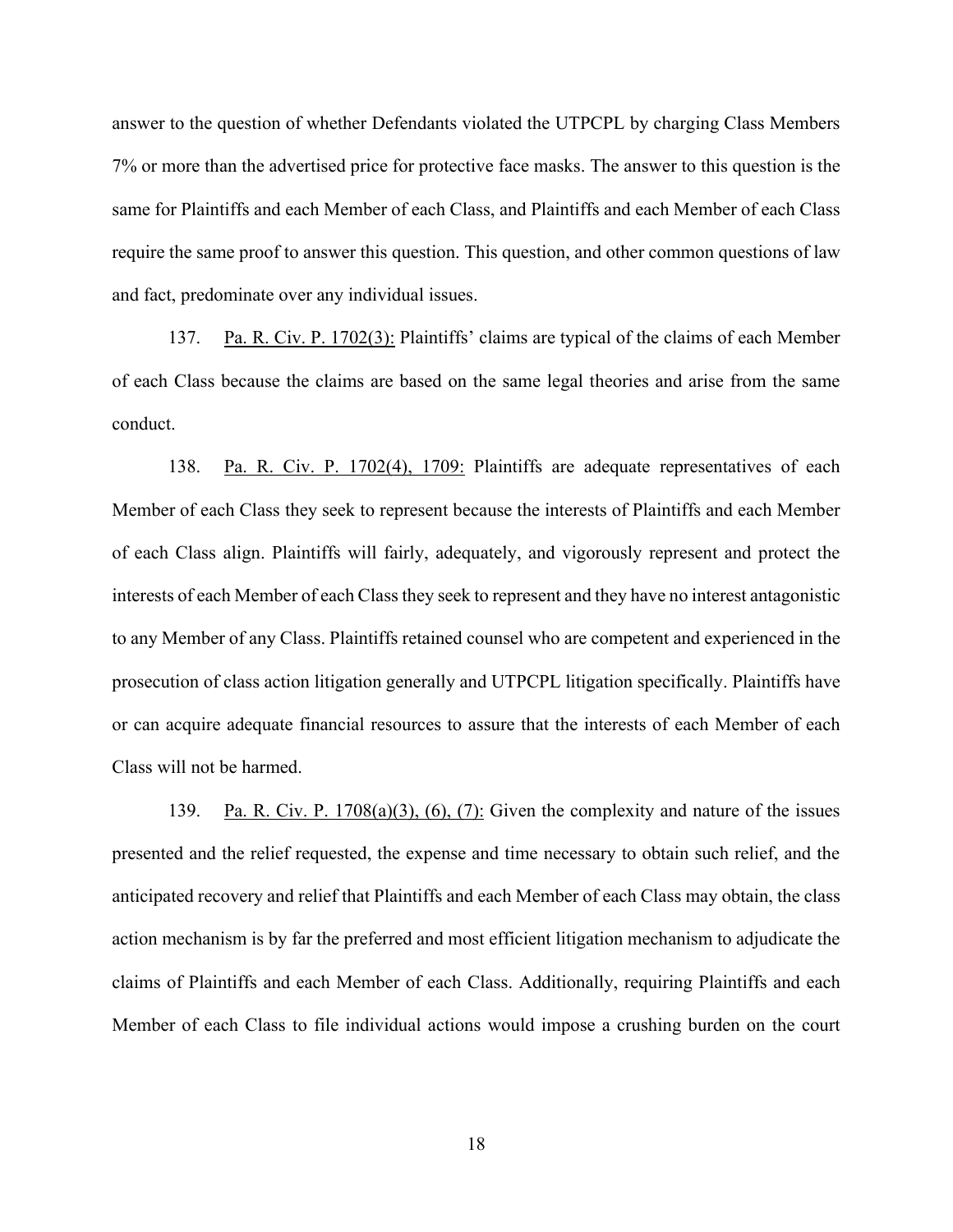answer to the question of whether Defendants violated the UTPCPL by charging Class Members 7% or more than the advertised price for protective face masks. The answer to this question is the same for Plaintiffs and each Member of each Class, and Plaintiffs and each Member of each Class require the same proof to answer this question. This question, and other common questions of law and fact, predominate over any individual issues.

137. Pa. R. Civ. P. 1702(3): Plaintiffs' claims are typical of the claims of each Member of each Class because the claims are based on the same legal theories and arise from the same conduct.

138. Pa. R. Civ. P. 1702(4), 1709: Plaintiffs are adequate representatives of each Member of each Class they seek to represent because the interests of Plaintiffs and each Member of each Class align. Plaintiffs will fairly, adequately, and vigorously represent and protect the interests of each Member of each Class they seek to represent and they have no interest antagonistic to any Member of any Class. Plaintiffs retained counsel who are competent and experienced in the prosecution of class action litigation generally and UTPCPL litigation specifically. Plaintiffs have or can acquire adequate financial resources to assure that the interests of each Member of each Class will not be harmed.

139. Pa. R. Civ. P. 1708(a)(3), (6), (7): Given the complexity and nature of the issues presented and the relief requested, the expense and time necessary to obtain such relief, and the anticipated recovery and relief that Plaintiffs and each Member of each Class may obtain, the class action mechanism is by far the preferred and most efficient litigation mechanism to adjudicate the claims of Plaintiffs and each Member of each Class. Additionally, requiring Plaintiffs and each Member of each Class to file individual actions would impose a crushing burden on the court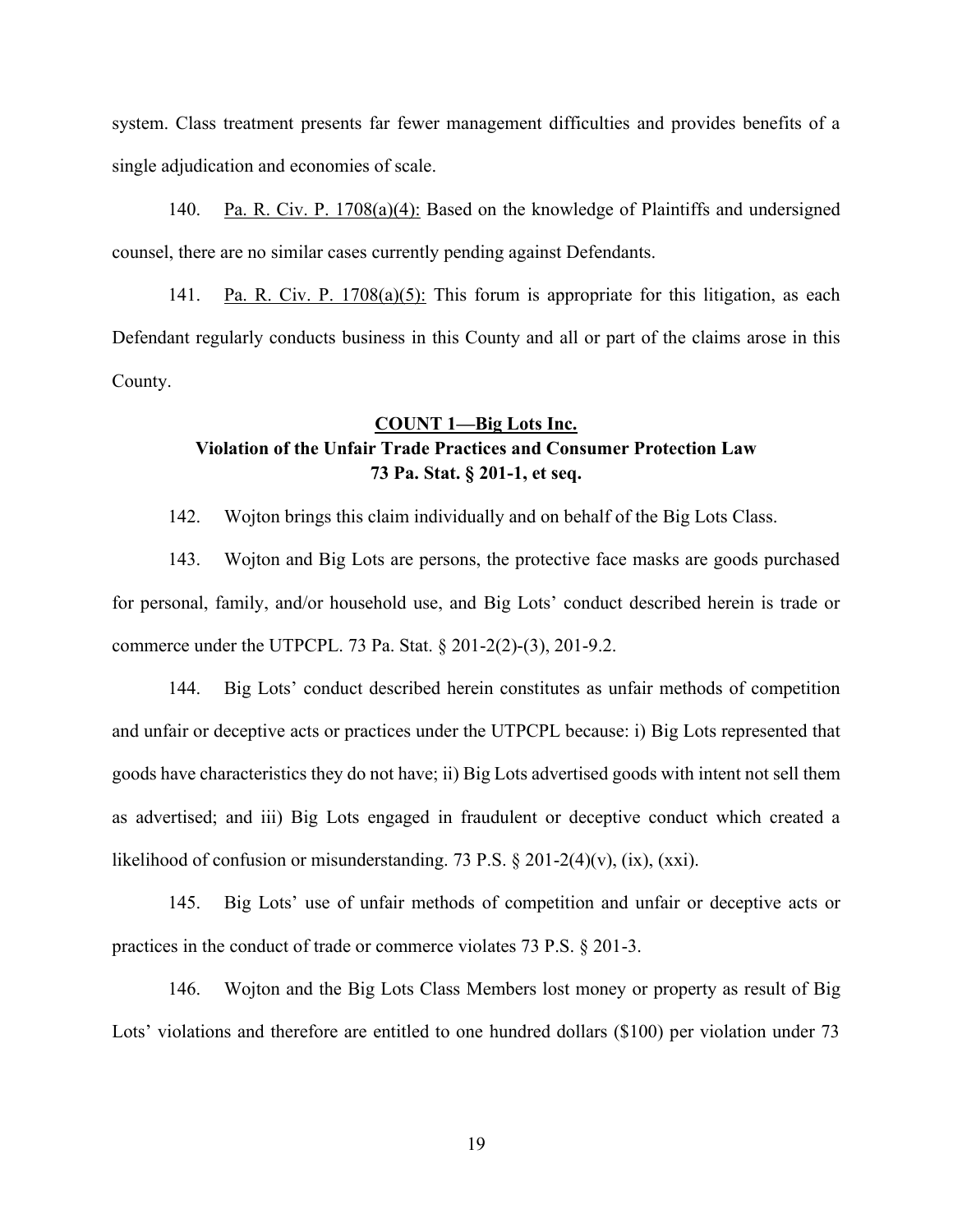system. Class treatment presents far fewer management difficulties and provides benefits of a single adjudication and economies of scale.

140. Pa. R. Civ. P. 1708(a)(4): Based on the knowledge of Plaintiffs and undersigned counsel, there are no similar cases currently pending against Defendants.

141. Pa. R. Civ. P. 1708(a)(5): This forum is appropriate for this litigation, as each Defendant regularly conducts business in this County and all or part of the claims arose in this County.

**COUNT 1—Big Lots Inc.**
**Violation of the Unfair Trade Practices and Consumer Protection Law**
**73 Pa. Stat. § 201-1, et seq.**

142. Wojton brings this claim individually and on behalf of the Big Lots Class.

143. Wojton and Big Lots are persons, the protective face masks are goods purchased for personal, family, and/or household use, and Big Lots' conduct described herein is trade or commerce under the UTPCPL. 73 Pa. Stat. § 201-2(2)-(3), 201-9.2.

144. Big Lots' conduct described herein constitutes as unfair methods of competition and unfair or deceptive acts or practices under the UTPCPL because: i) Big Lots represented that goods have characteristics they do not have; ii) Big Lots advertised goods with intent not sell them as advertised; and iii) Big Lots engaged in fraudulent or deceptive conduct which created a likelihood of confusion or misunderstanding. 73 P.S. § 201-2(4)(v), (ix), (xxi).

145. Big Lots' use of unfair methods of competition and unfair or deceptive acts or practices in the conduct of trade or commerce violates 73 P.S. § 201-3.

146. Wojton and the Big Lots Class Members lost money or property as result of Big Lots' violations and therefore are entitled to one hundred dollars ($100) per violation under 73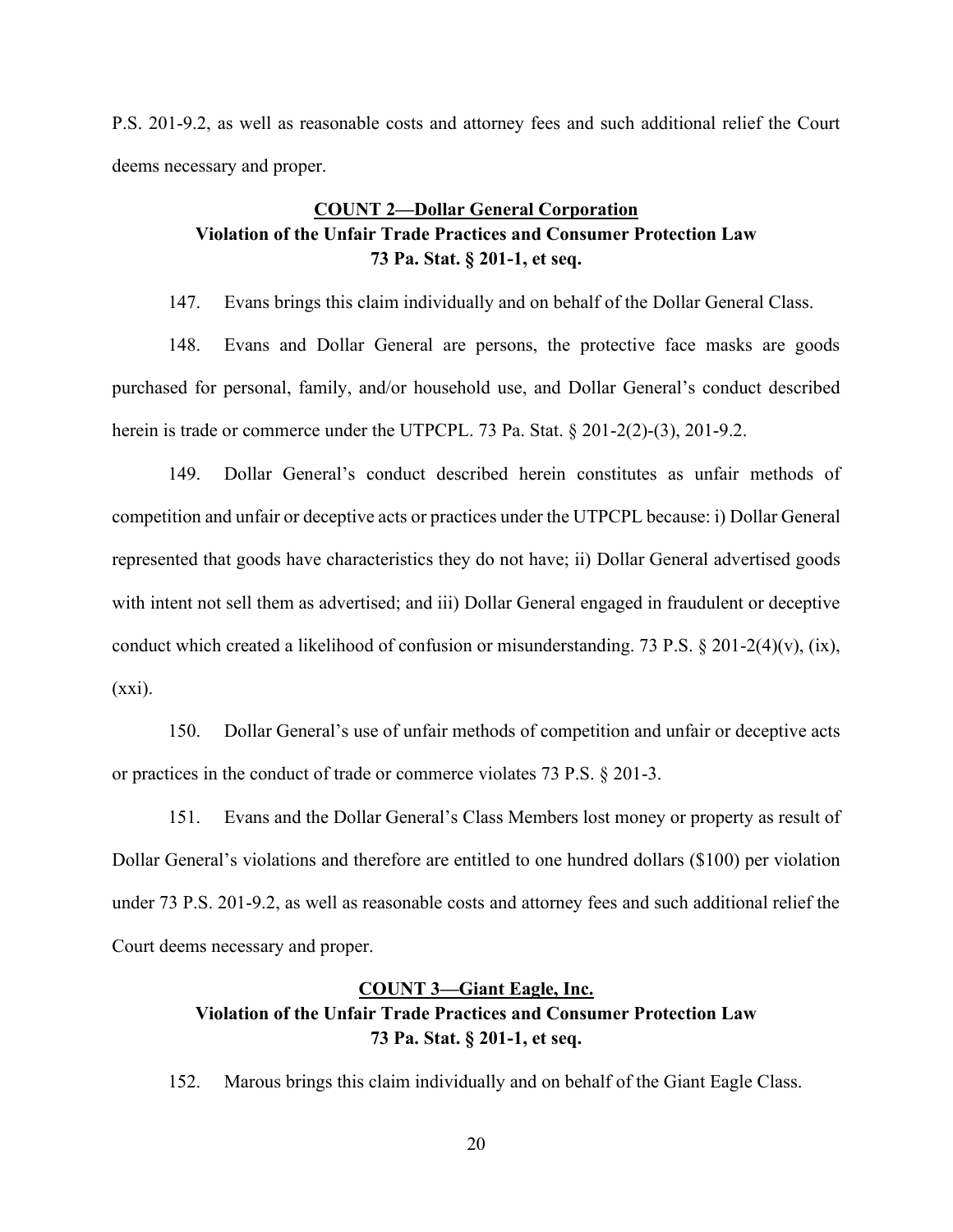P.S. 201-9.2, as well as reasonable costs and attorney fees and such additional relief the Court deems necessary and proper.

### <u>COUNT 2—Dollar General Corporation</u>
### Violation of the Unfair Trade Practices and Consumer Protection Law
### 73 Pa. Stat. § 201-1, et seq.

147. Evans brings this claim individually and on behalf of the Dollar General Class.

148. Evans and Dollar General are persons, the protective face masks are goods purchased for personal, family, and/or household use, and Dollar General's conduct described herein is trade or commerce under the UTPCPL. 73 Pa. Stat. § 201-2(2)-(3), 201-9.2.

149. Dollar General's conduct described herein constitutes as unfair methods of competition and unfair or deceptive acts or practices under the UTPCPL because: i) Dollar General represented that goods have characteristics they do not have; ii) Dollar General advertised goods with intent not sell them as advertised; and iii) Dollar General engaged in fraudulent or deceptive conduct which created a likelihood of confusion or misunderstanding. 73 P.S. § 201-2(4)(v), (ix), (xxi).

150. Dollar General's use of unfair methods of competition and unfair or deceptive acts or practices in the conduct of trade or commerce violates 73 P.S. § 201-3.

151. Evans and the Dollar General's Class Members lost money or property as result of Dollar General's violations and therefore are entitled to one hundred dollars ($100) per violation under 73 P.S. 201-9.2, as well as reasonable costs and attorney fees and such additional relief the Court deems necessary and proper.

### <u>COUNT 3—Giant Eagle, Inc.</u>
### Violation of the Unfair Trade Practices and Consumer Protection Law
### 73 Pa. Stat. § 201-1, et seq.

152. Marous brings this claim individually and on behalf of the Giant Eagle Class.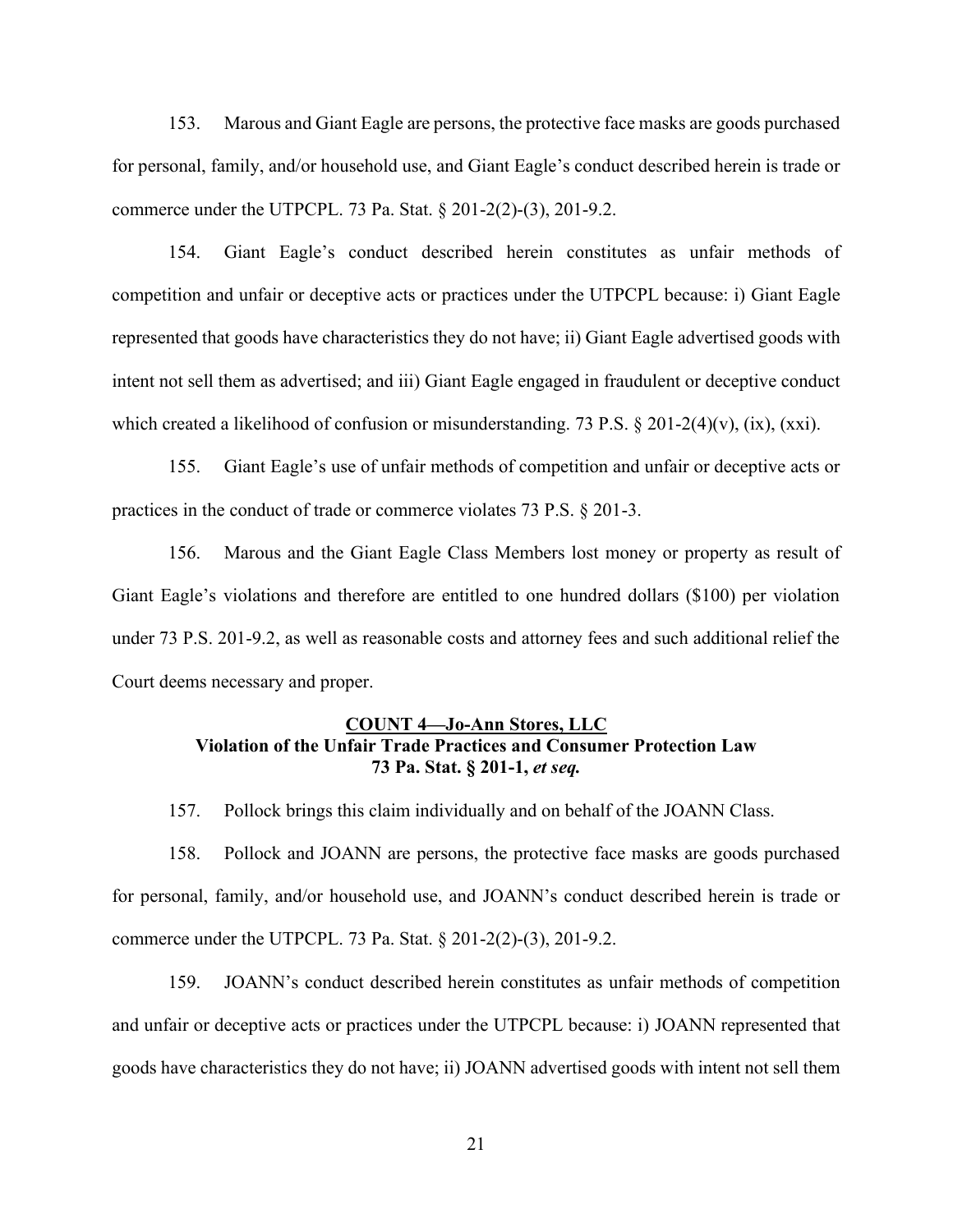153. Marous and Giant Eagle are persons, the protective face masks are goods purchased for personal, family, and/or household use, and Giant Eagle's conduct described herein is trade or commerce under the UTPCPL. 73 Pa. Stat. § 201-2(2)-(3), 201-9.2.

154. Giant Eagle's conduct described herein constitutes as unfair methods of competition and unfair or deceptive acts or practices under the UTPCPL because: i) Giant Eagle represented that goods have characteristics they do not have; ii) Giant Eagle advertised goods with intent not sell them as advertised; and iii) Giant Eagle engaged in fraudulent or deceptive conduct which created a likelihood of confusion or misunderstanding. 73 P.S. § 201-2(4)(v), (ix), (xxi).

155. Giant Eagle's use of unfair methods of competition and unfair or deceptive acts or practices in the conduct of trade or commerce violates 73 P.S. § 201-3.

156. Marous and the Giant Eagle Class Members lost money or property as result of Giant Eagle's violations and therefore are entitled to one hundred dollars ($100) per violation under 73 P.S. 201-9.2, as well as reasonable costs and attorney fees and such additional relief the Court deems necessary and proper.

### COUNT 4—Jo-Ann Stores, LLC
### Violation of the Unfair Trade Practices and Consumer Protection Law
### 73 Pa. Stat. § 201-1, *et seq.*

157. Pollock brings this claim individually and on behalf of the JOANN Class.

158. Pollock and JOANN are persons, the protective face masks are goods purchased for personal, family, and/or household use, and JOANN's conduct described herein is trade or commerce under the UTPCPL. 73 Pa. Stat. § 201-2(2)-(3), 201-9.2.

159. JOANN's conduct described herein constitutes as unfair methods of competition and unfair or deceptive acts or practices under the UTPCPL because: i) JOANN represented that goods have characteristics they do not have; ii) JOANN advertised goods with intent not sell them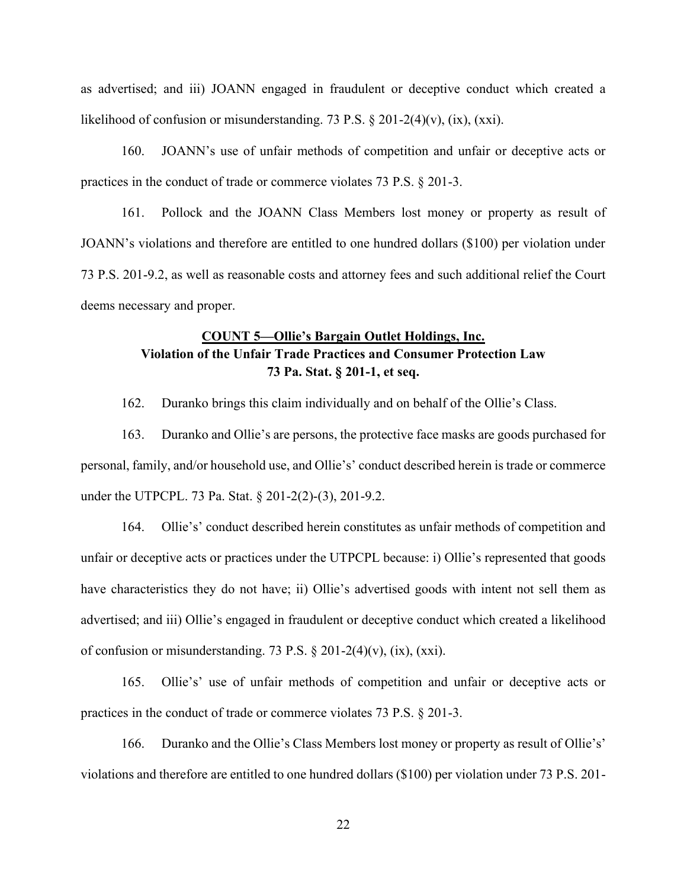as advertised; and iii) JOANN engaged in fraudulent or deceptive conduct which created a likelihood of confusion or misunderstanding. 73 P.S. § 201-2(4)(v), (ix), (xxi).

160. JOANN's use of unfair methods of competition and unfair or deceptive acts or practices in the conduct of trade or commerce violates 73 P.S. § 201-3.

161. Pollock and the JOANN Class Members lost money or property as result of JOANN's violations and therefore are entitled to one hundred dollars ($100) per violation under 73 P.S. 201-9.2, as well as reasonable costs and attorney fees and such additional relief the Court deems necessary and proper.

**<u>COUNT 5—Ollie's Bargain Outlet Holdings, Inc.</u>**
**Violation of the Unfair Trade Practices and Consumer Protection Law**
**73 Pa. Stat. § 201-1, et seq.**

162. Duranko brings this claim individually and on behalf of the Ollie's Class.

163. Duranko and Ollie's are persons, the protective face masks are goods purchased for personal, family, and/or household use, and Ollie's' conduct described herein is trade or commerce under the UTPCPL. 73 Pa. Stat. § 201-2(2)-(3), 201-9.2.

164. Ollie's' conduct described herein constitutes as unfair methods of competition and unfair or deceptive acts or practices under the UTPCPL because: i) Ollie's represented that goods have characteristics they do not have; ii) Ollie's advertised goods with intent not sell them as advertised; and iii) Ollie's engaged in fraudulent or deceptive conduct which created a likelihood of confusion or misunderstanding. 73 P.S. § 201-2(4)(v), (ix), (xxi).

165. Ollie's' use of unfair methods of competition and unfair or deceptive acts or practices in the conduct of trade or commerce violates 73 P.S. § 201-3.

166. Duranko and the Ollie's Class Members lost money or property as result of Ollie's' violations and therefore are entitled to one hundred dollars ($100) per violation under 73 P.S. 201-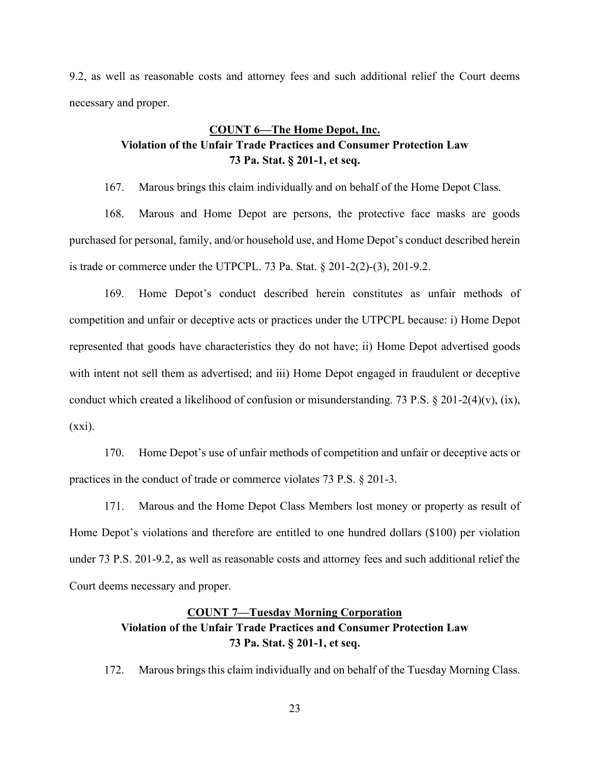9.2, as well as reasonable costs and attorney fees and such additional relief the Court deems necessary and proper.

## COUNT 6—The Home Depot, Inc.
## Violation of the Unfair Trade Practices and Consumer Protection Law
## 73 Pa. Stat. § 201-1, et seq.

167. Marous brings this claim individually and on behalf of the Home Depot Class.

168. Marous and Home Depot are persons, the protective face masks are goods purchased for personal, family, and/or household use, and Home Depot's conduct described herein is trade or commerce under the UTPCPL. 73 Pa. Stat. § 201-2(2)-(3), 201-9.2.

169. Home Depot's conduct described herein constitutes as unfair methods of competition and unfair or deceptive acts or practices under the UTPCPL because: i) Home Depot represented that goods have characteristics they do not have; ii) Home Depot advertised goods with intent not sell them as advertised; and iii) Home Depot engaged in fraudulent or deceptive conduct which created a likelihood of confusion or misunderstanding. 73 P.S. § 201-2(4)(v), (ix), (xxi).

170. Home Depot's use of unfair methods of competition and unfair or deceptive acts or practices in the conduct of trade or commerce violates 73 P.S. § 201-3.

171. Marous and the Home Depot Class Members lost money or property as result of Home Depot's violations and therefore are entitled to one hundred dollars ($100) per violation under 73 P.S. 201-9.2, as well as reasonable costs and attorney fees and such additional relief the Court deems necessary and proper.

## COUNT 7—Tuesday Morning Corporation
## Violation of the Unfair Trade Practices and Consumer Protection Law
## 73 Pa. Stat. § 201-1, et seq.

172. Marous brings this claim individually and on behalf of the Tuesday Morning Class.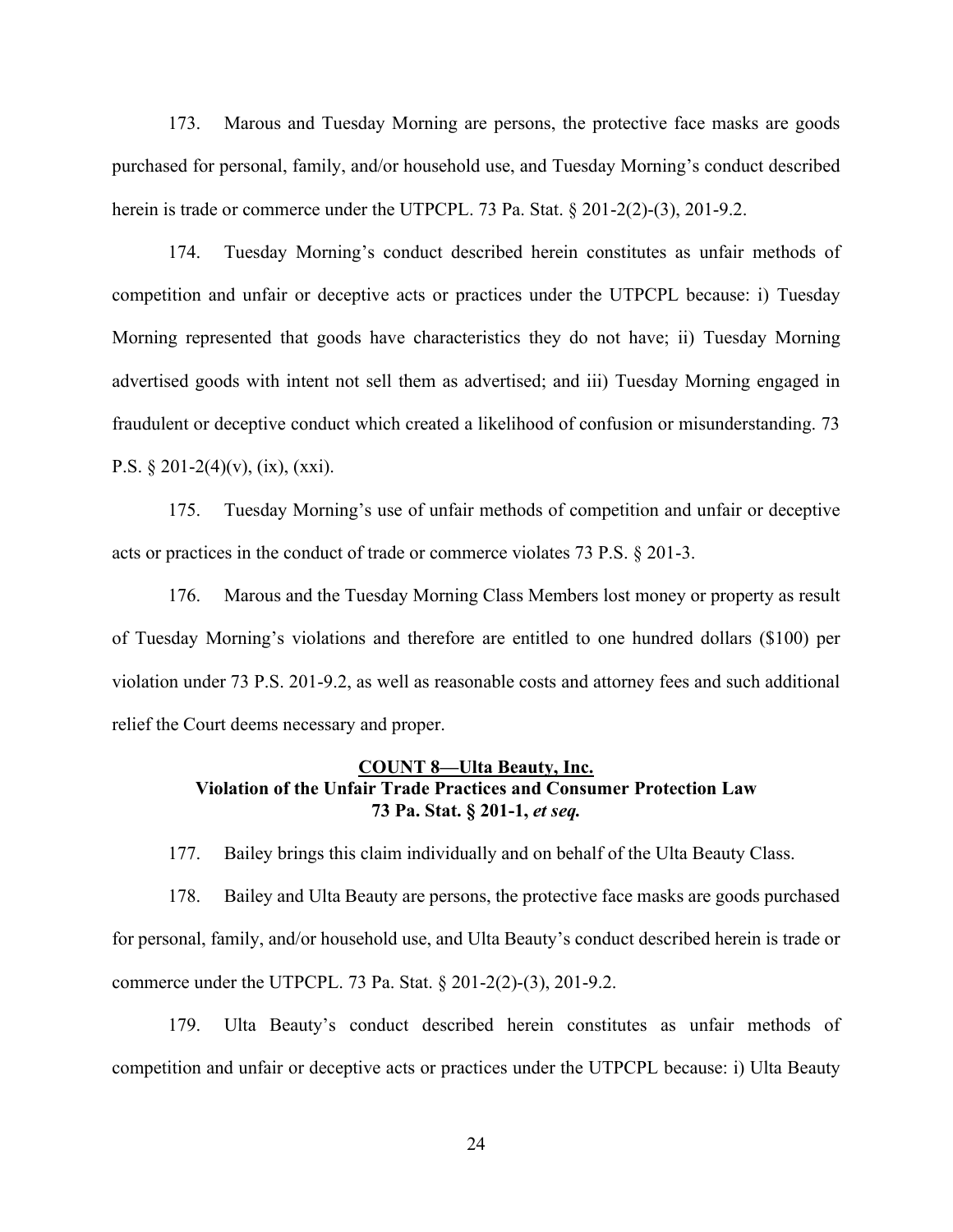173. Marous and Tuesday Morning are persons, the protective face masks are goods purchased for personal, family, and/or household use, and Tuesday Morning's conduct described herein is trade or commerce under the UTPCPL. 73 Pa. Stat. § 201-2(2)-(3), 201-9.2.

174. Tuesday Morning's conduct described herein constitutes as unfair methods of competition and unfair or deceptive acts or practices under the UTPCPL because: i) Tuesday Morning represented that goods have characteristics they do not have; ii) Tuesday Morning advertised goods with intent not sell them as advertised; and iii) Tuesday Morning engaged in fraudulent or deceptive conduct which created a likelihood of confusion or misunderstanding. 73 P.S. § 201-2(4)(v), (ix), (xxi).

175. Tuesday Morning's use of unfair methods of competition and unfair or deceptive acts or practices in the conduct of trade or commerce violates 73 P.S. § 201-3.

176. Marous and the Tuesday Morning Class Members lost money or property as result of Tuesday Morning's violations and therefore are entitled to one hundred dollars ($100) per violation under 73 P.S. 201-9.2, as well as reasonable costs and attorney fees and such additional relief the Court deems necessary and proper.

**COUNT 8—Ulta Beauty, Inc.**
**Violation of the Unfair Trade Practices and Consumer Protection Law**
**73 Pa. Stat. § 201-1, *et seq.***

177. Bailey brings this claim individually and on behalf of the Ulta Beauty Class.

178. Bailey and Ulta Beauty are persons, the protective face masks are goods purchased for personal, family, and/or household use, and Ulta Beauty's conduct described herein is trade or commerce under the UTPCPL. 73 Pa. Stat. § 201-2(2)-(3), 201-9.2.

179. Ulta Beauty's conduct described herein constitutes as unfair methods of competition and unfair or deceptive acts or practices under the UTPCPL because: i) Ulta Beauty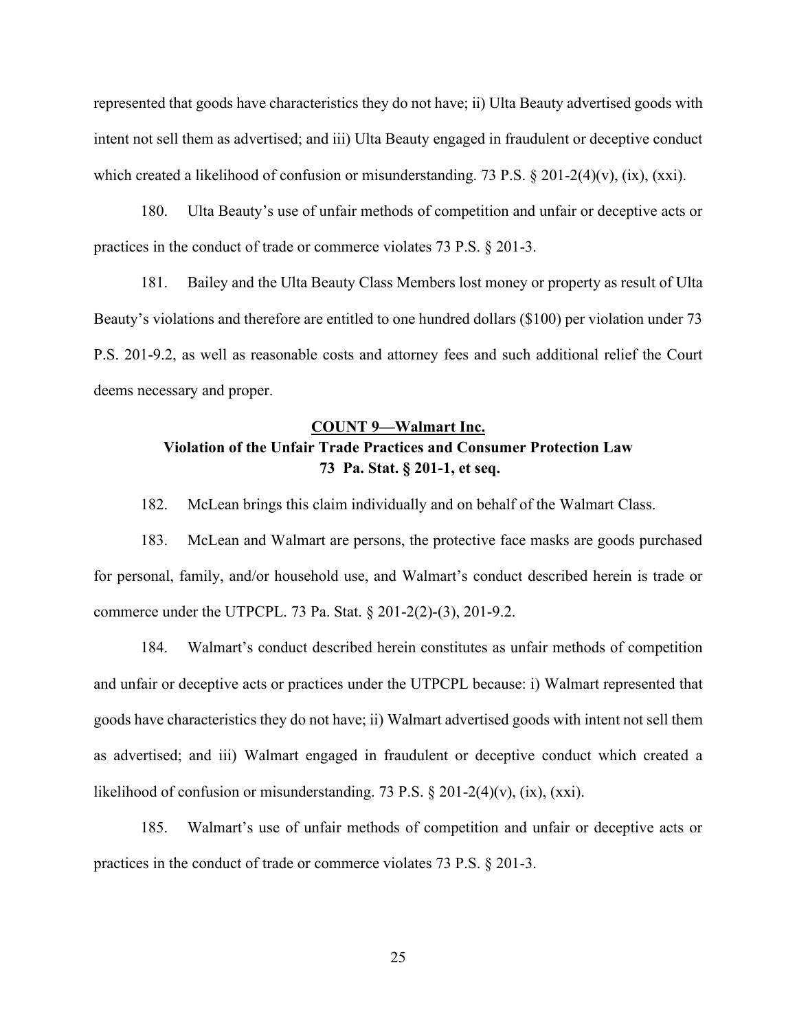represented that goods have characteristics they do not have; ii) Ulta Beauty advertised goods with intent not sell them as advertised; and iii) Ulta Beauty engaged in fraudulent or deceptive conduct which created a likelihood of confusion or misunderstanding. 73 P.S. § 201-2(4)(v), (ix), (xxi).

180. Ulta Beauty's use of unfair methods of competition and unfair or deceptive acts or practices in the conduct of trade or commerce violates 73 P.S. § 201-3.

181. Bailey and the Ulta Beauty Class Members lost money or property as result of Ulta Beauty's violations and therefore are entitled to one hundred dollars ($100) per violation under 73 P.S. 201-9.2, as well as reasonable costs and attorney fees and such additional relief the Court deems necessary and proper.

**<u>COUNT 9—Walmart Inc.</u>**
**Violation of the Unfair Trade Practices and Consumer Protection Law**
**73 Pa. Stat. § 201-1, et seq.**

182. McLean brings this claim individually and on behalf of the Walmart Class.

183. McLean and Walmart are persons, the protective face masks are goods purchased for personal, family, and/or household use, and Walmart's conduct described herein is trade or commerce under the UTPCPL. 73 Pa. Stat. § 201-2(2)-(3), 201-9.2.

184. Walmart's conduct described herein constitutes as unfair methods of competition and unfair or deceptive acts or practices under the UTPCPL because: i) Walmart represented that goods have characteristics they do not have; ii) Walmart advertised goods with intent not sell them as advertised; and iii) Walmart engaged in fraudulent or deceptive conduct which created a likelihood of confusion or misunderstanding. 73 P.S. § 201-2(4)(v), (ix), (xxi).

185. Walmart's use of unfair methods of competition and unfair or deceptive acts or practices in the conduct of trade or commerce violates 73 P.S. § 201-3.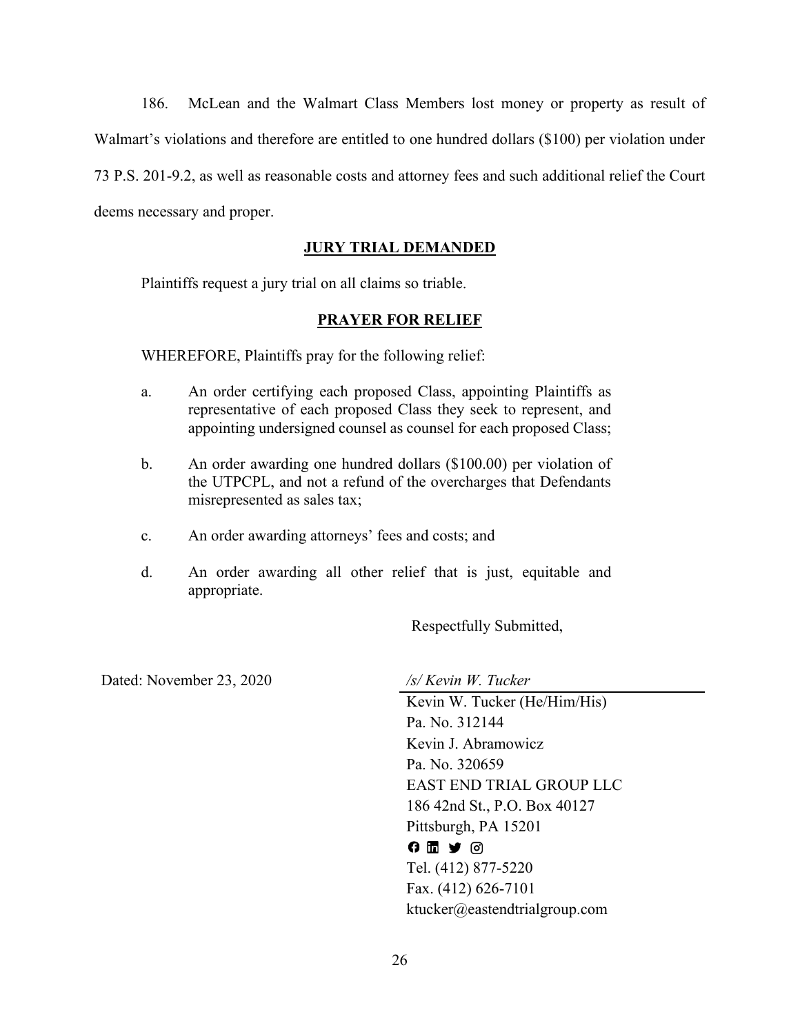186. McLean and the Walmart Class Members lost money or property as result of Walmart's violations and therefore are entitled to one hundred dollars ($100) per violation under 73 P.S. 201-9.2, as well as reasonable costs and attorney fees and such additional relief the Court deems necessary and proper.

**JURY TRIAL DEMANDED**

Plaintiffs request a jury trial on all claims so triable.

**PRAYER FOR RELIEF**

WHEREFORE, Plaintiffs pray for the following relief:

a. An order certifying each proposed Class, appointing Plaintiffs as representative of each proposed Class they seek to represent, and appointing undersigned counsel as counsel for each proposed Class;

b. An order awarding one hundred dollars ($100.00) per violation of the UTPCPL, and not a refund of the overcharges that Defendants misrepresented as sales tax;

c. An order awarding attorneys' fees and costs; and

d. An order awarding all other relief that is just, equitable and appropriate.

Respectfully Submitted,

Dated: November 23, 2020

*/s/ Kevin W. Tucker*
Kevin W. Tucker (He/Him/His)
Pa. No. 312144
Kevin J. Abramowicz
Pa. No. 320659
EAST END TRIAL GROUP LLC
186 42nd St., P.O. Box 40127
Pittsburgh, PA 15201
Tel. (412) 877-5220
Fax. (412) 626-7101
ktucker@eastendtrialgroup.com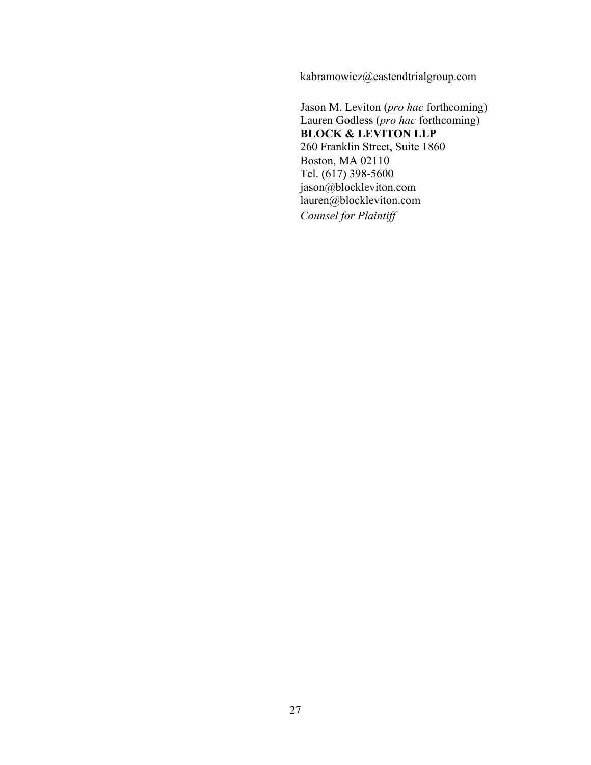kabramowicz@eastendtrialgroup.com

Jason M. Leviton (*pro hac* forthcoming)
Lauren Godless (*pro hac* forthcoming)
**BLOCK & LEVITON LLP**
260 Franklin Street, Suite 1860
Boston, MA 02110
Tel. (617) 398-5600
jason@blockleviton.com
lauren@blockleviton.com
*Counsel for Plaintiff*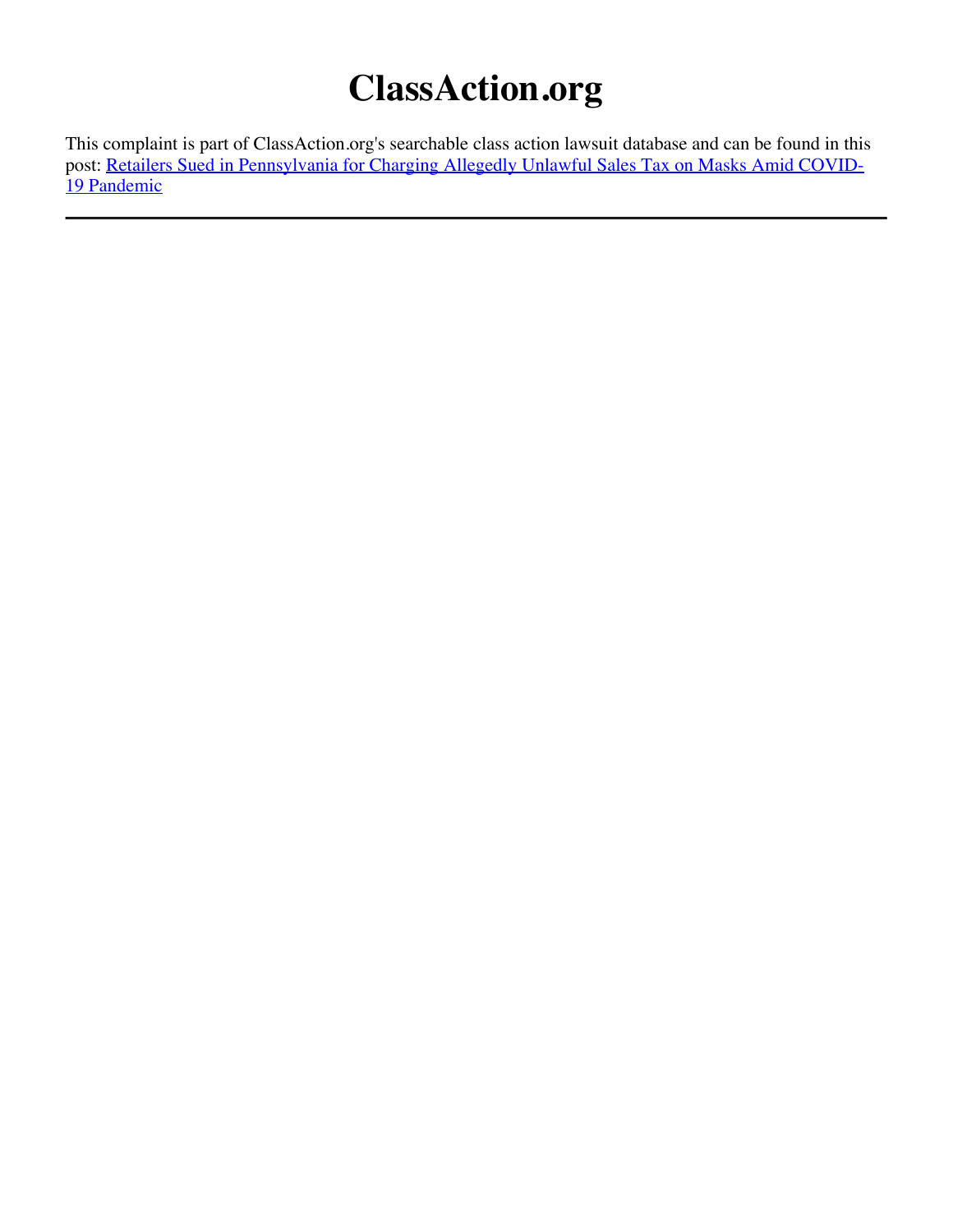# ClassAction.org

This complaint is part of ClassAction.org's searchable class action lawsuit database and can be found in this post: [Retailers Sued in Pennsylvania for Charging Allegedly Unlawful Sales Tax on Masks Amid COVID-19 Pandemic]

---